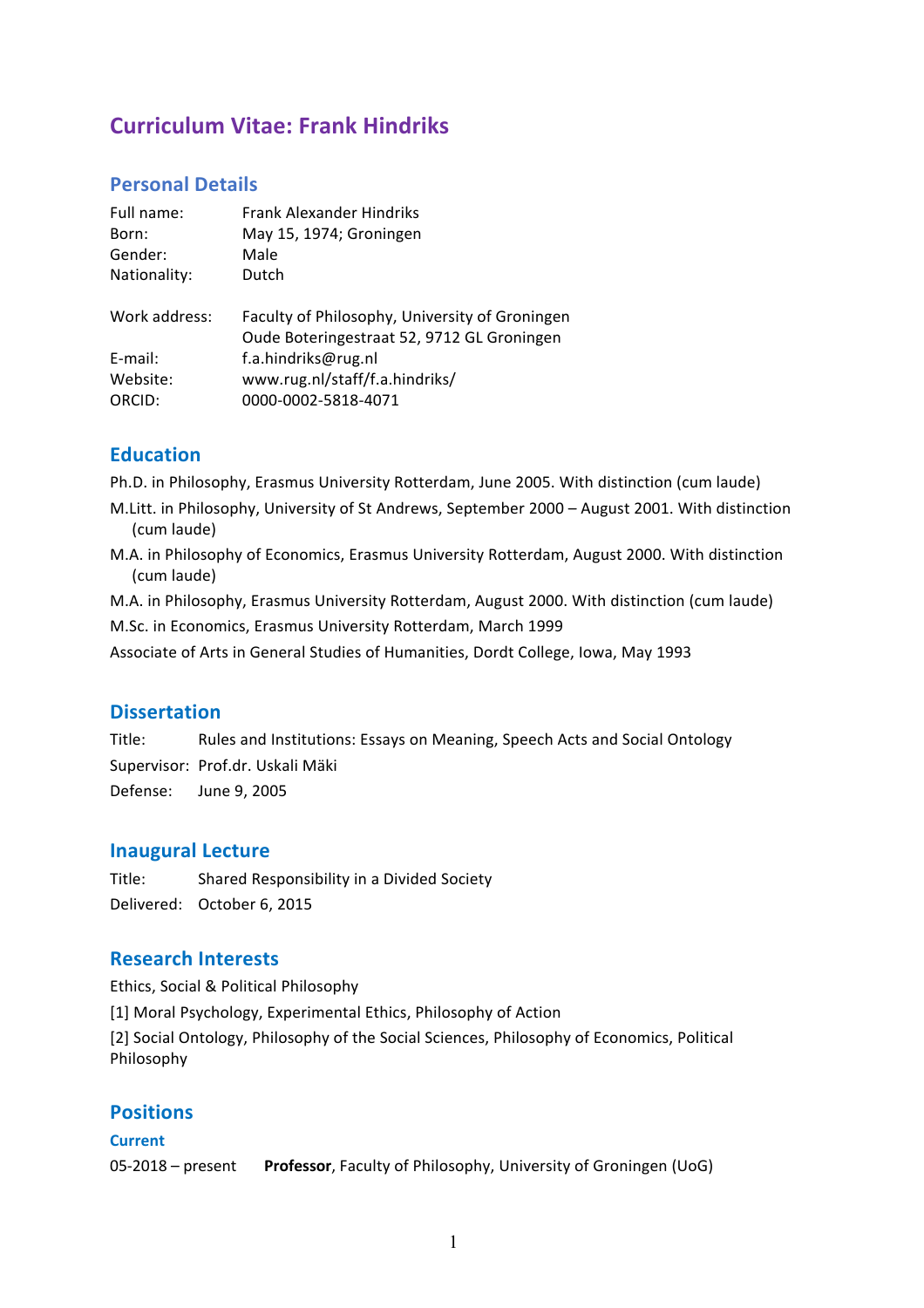# Curriculum Vitae: Frank Hindriks

## Personal Details

| | |
|---|---|
| Full name: | Frank Alexander Hindriks |
| Born: | May 15, 1974; Groningen |
| Gender: | Male |
| Nationality: | Dutch |
| | |
| Work address: | Faculty of Philosophy, University of Groningen<br>Oude Boteringestraat 52, 9712 GL Groningen |
| E-mail: | f.a.hindriks@rug.nl |
| Website: | www.rug.nl/staff/f.a.hindriks/ |
| ORCID: | 0000-0002-5818-4071 |

## Education

Ph.D. in Philosophy, Erasmus University Rotterdam, June 2005. With distinction (cum laude)

M.Litt. in Philosophy, University of St Andrews, September 2000 – August 2001. With distinction (cum laude)

M.A. in Philosophy of Economics, Erasmus University Rotterdam, August 2000. With distinction (cum laude)

M.A. in Philosophy, Erasmus University Rotterdam, August 2000. With distinction (cum laude)

M.Sc. in Economics, Erasmus University Rotterdam, March 1999

Associate of Arts in General Studies of Humanities, Dordt College, Iowa, May 1993

## Dissertation

| | |
|---|---|
| Title: | Rules and Institutions: Essays on Meaning, Speech Acts and Social Ontology |
| Supervisor: | Prof.dr. Uskali Mäki |
| Defense: | June 9, 2005 |

## Inaugural Lecture

| | |
|---|---|
| Title: | Shared Responsibility in a Divided Society |
| Delivered: | October 6, 2015 |

## Research Interests

Ethics, Social & Political Philosophy

[1] Moral Psychology, Experimental Ethics, Philosophy of Action

[2] Social Ontology, Philosophy of the Social Sciences, Philosophy of Economics, Political Philosophy

## Positions

### Current

05-2018 – present **Professor**, Faculty of Philosophy, University of Groningen (UoG)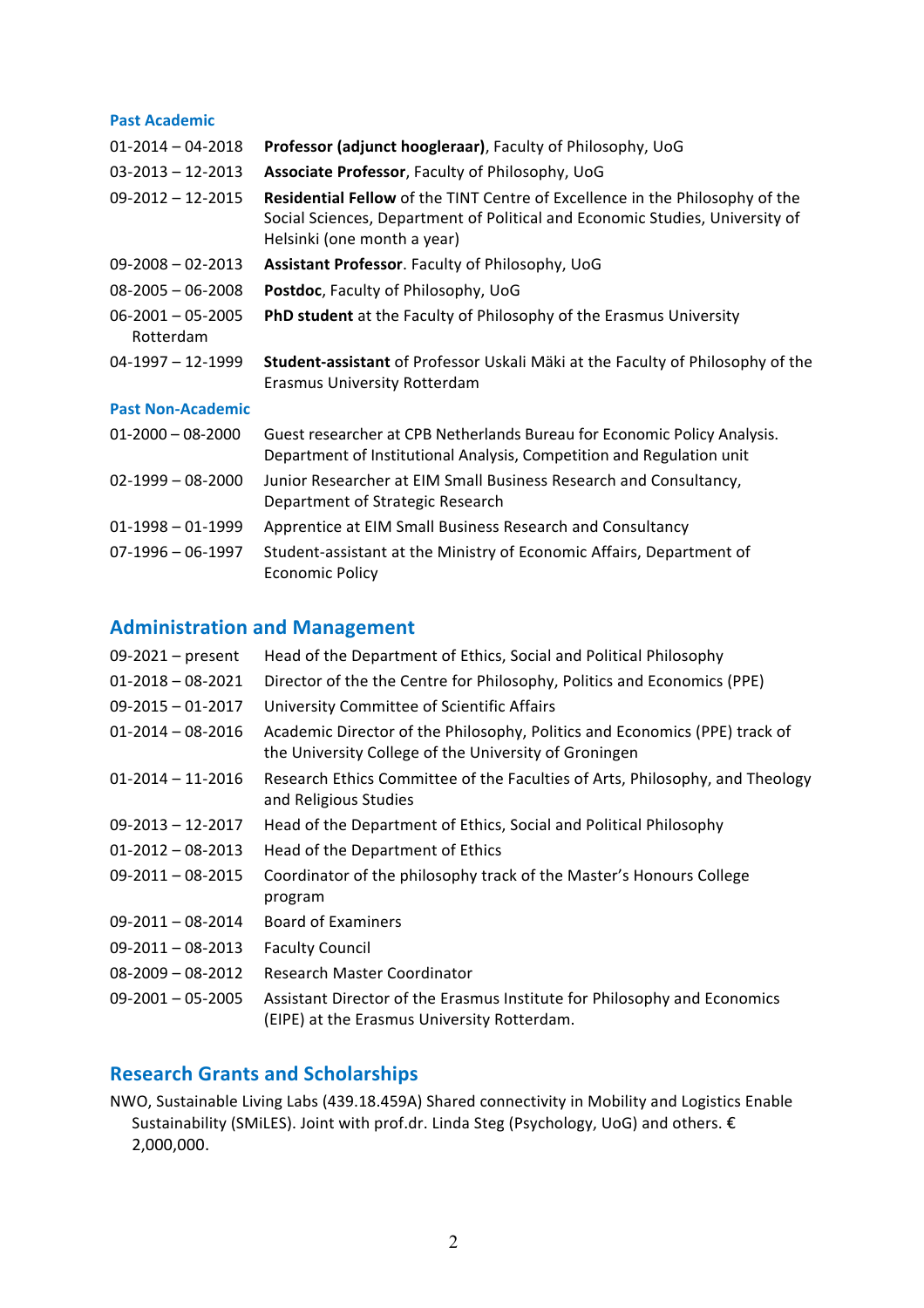### Past Academic

| | |
|---|---|
| 01-2014 – 04-2018 | **Professor (adjunct hoogleraar)**, Faculty of Philosophy, UoG |
| 03-2013 – 12-2013 | **Associate Professor**, Faculty of Philosophy, UoG |
| 09-2012 – 12-2015 | **Residential Fellow** of the TINT Centre of Excellence in the Philosophy of the Social Sciences, Department of Political and Economic Studies, University of Helsinki (one month a year) |
| 09-2008 – 02-2013 | **Assistant Professor**. Faculty of Philosophy, UoG |
| 08-2005 – 06-2008 | **Postdoc**, Faculty of Philosophy, UoG |
| 06-2001 – 05-2005 | **PhD student** at the Faculty of Philosophy of the Erasmus University Rotterdam |
| 04-1997 – 12-1999 | **Student-assistant** of Professor Uskali Mäki at the Faculty of Philosophy of the Erasmus University Rotterdam |

### Past Non-Academic

| | |
|---|---|
| 01-2000 – 08-2000 | Guest researcher at CPB Netherlands Bureau for Economic Policy Analysis. Department of Institutional Analysis, Competition and Regulation unit |
| 02-1999 – 08-2000 | Junior Researcher at EIM Small Business Research and Consultancy, Department of Strategic Research |
| 01-1998 – 01-1999 | Apprentice at EIM Small Business Research and Consultancy |
| 07-1996 – 06-1997 | Student-assistant at the Ministry of Economic Affairs, Department of Economic Policy |

## Administration and Management

| | |
|---|---|
| 09-2021 – present | Head of the Department of Ethics, Social and Political Philosophy |
| 01-2018 – 08-2021 | Director of the the Centre for Philosophy, Politics and Economics (PPE) |
| 09-2015 – 01-2017 | University Committee of Scientific Affairs |
| 01-2014 – 08-2016 | Academic Director of the Philosophy, Politics and Economics (PPE) track of the University College of the University of Groningen |
| 01-2014 – 11-2016 | Research Ethics Committee of the Faculties of Arts, Philosophy, and Theology and Religious Studies |
| 09-2013 – 12-2017 | Head of the Department of Ethics, Social and Political Philosophy |
| 01-2012 – 08-2013 | Head of the Department of Ethics |
| 09-2011 – 08-2015 | Coordinator of the philosophy track of the Master's Honours College program |
| 09-2011 – 08-2014 | Board of Examiners |
| 09-2011 – 08-2013 | Faculty Council |
| 08-2009 – 08-2012 | Research Master Coordinator |
| 09-2001 – 05-2005 | Assistant Director of the Erasmus Institute for Philosophy and Economics (EIPE) at the Erasmus University Rotterdam. |

## Research Grants and Scholarships

NWO, Sustainable Living Labs (439.18.459A) Shared connectivity in Mobility and Logistics Enable Sustainability (SMiLES). Joint with prof.dr. Linda Steg (Psychology, UoG) and others. € 2,000,000.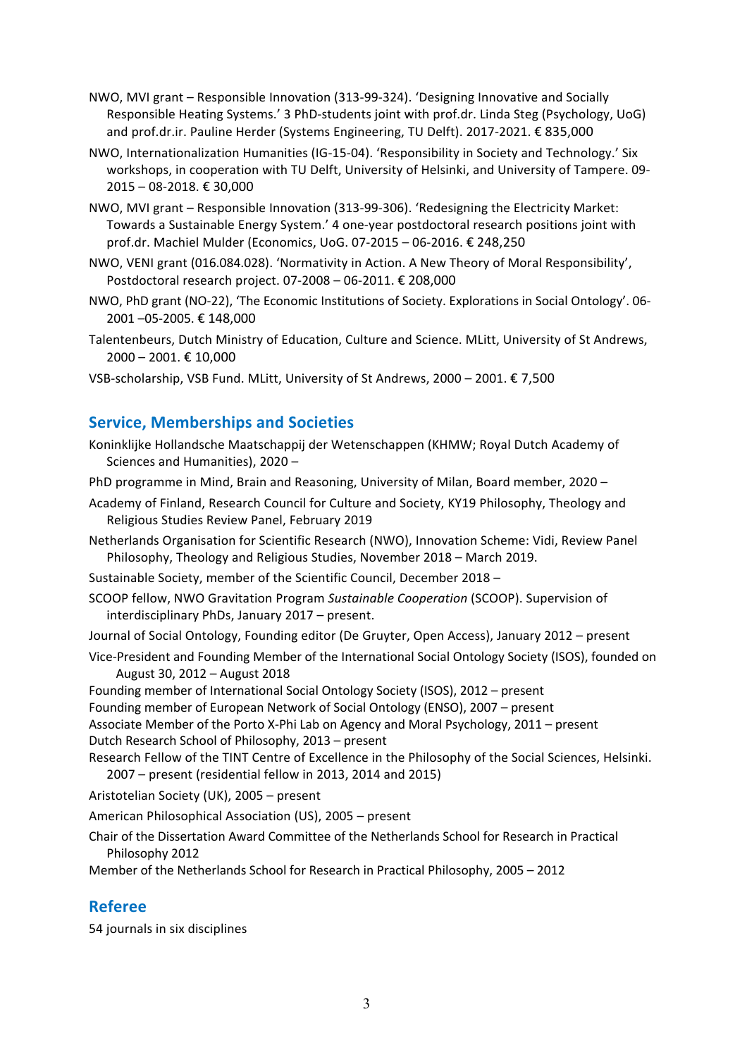NWO, MVI grant – Responsible Innovation (313-99-324). 'Designing Innovative and Socially Responsible Heating Systems.' 3 PhD-students joint with prof.dr. Linda Steg (Psychology, UoG) and prof.dr.ir. Pauline Herder (Systems Engineering, TU Delft). 2017-2021. € 835,000

NWO, Internationalization Humanities (IG-15-04). 'Responsibility in Society and Technology.' Six workshops, in cooperation with TU Delft, University of Helsinki, and University of Tampere. 09-2015 – 08-2018. € 30,000

NWO, MVI grant – Responsible Innovation (313-99-306). 'Redesigning the Electricity Market: Towards a Sustainable Energy System.' 4 one-year postdoctoral research positions joint with prof.dr. Machiel Mulder (Economics, UoG. 07-2015 – 06-2016. € 248,250

NWO, VENI grant (016.084.028). 'Normativity in Action. A New Theory of Moral Responsibility', Postdoctoral research project. 07-2008 – 06-2011. € 208,000

NWO, PhD grant (NO-22), 'The Economic Institutions of Society. Explorations in Social Ontology'. 06-2001 –05-2005. € 148,000

Talentenbeurs, Dutch Ministry of Education, Culture and Science. MLitt, University of St Andrews, 2000 – 2001. € 10,000

VSB-scholarship, VSB Fund. MLitt, University of St Andrews, 2000 – 2001. € 7,500

## Service, Memberships and Societies

Koninklijke Hollandsche Maatschappij der Wetenschappen (KHMW; Royal Dutch Academy of Sciences and Humanities), 2020 –

PhD programme in Mind, Brain and Reasoning, University of Milan, Board member, 2020 –

Academy of Finland, Research Council for Culture and Society, KY19 Philosophy, Theology and Religious Studies Review Panel, February 2019

Netherlands Organisation for Scientific Research (NWO), Innovation Scheme: Vidi, Review Panel Philosophy, Theology and Religious Studies, November 2018 – March 2019.

Sustainable Society, member of the Scientific Council, December 2018 –

SCOOP fellow, NWO Gravitation Program *Sustainable Cooperation* (SCOOP). Supervision of interdisciplinary PhDs, January 2017 – present.

Journal of Social Ontology, Founding editor (De Gruyter, Open Access), January 2012 – present

Vice-President and Founding Member of the International Social Ontology Society (ISOS), founded on August 30, 2012 – August 2018

Founding member of International Social Ontology Society (ISOS), 2012 – present

Founding member of European Network of Social Ontology (ENSO), 2007 – present

Associate Member of the Porto X-Phi Lab on Agency and Moral Psychology, 2011 – present

Dutch Research School of Philosophy, 2013 – present

Research Fellow of the TINT Centre of Excellence in the Philosophy of the Social Sciences, Helsinki. 2007 – present (residential fellow in 2013, 2014 and 2015)

Aristotelian Society (UK), 2005 – present

American Philosophical Association (US), 2005 – present

Chair of the Dissertation Award Committee of the Netherlands School for Research in Practical Philosophy 2012

Member of the Netherlands School for Research in Practical Philosophy, 2005 – 2012

## Referee

54 journals in six disciplines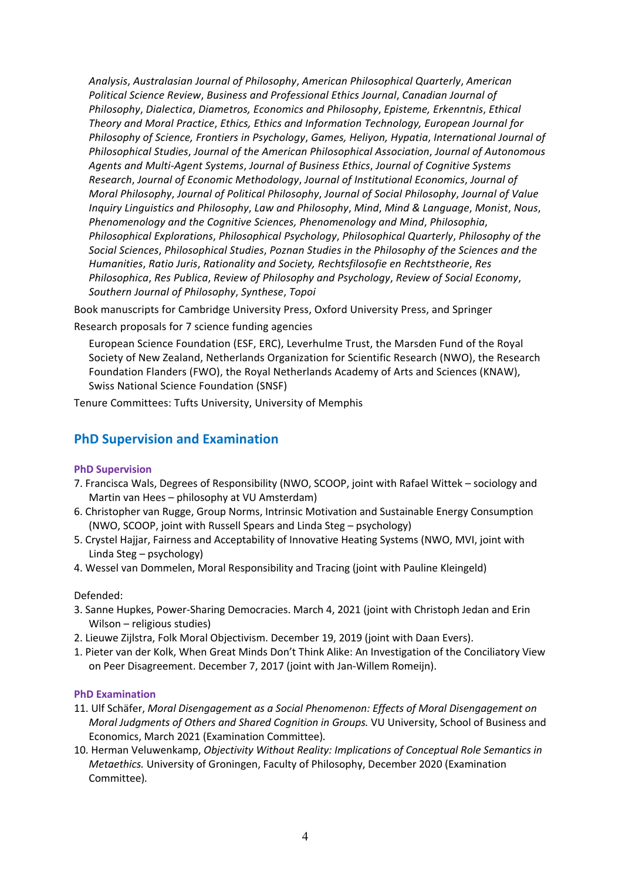*Analysis*, *Australasian Journal of Philosophy*, *American Philosophical Quarterly*, *American Political Science Review*, *Business and Professional Ethics Journal*, *Canadian Journal of Philosophy*, *Dialectica*, *Diametros, Economics and Philosophy*, *Episteme, Erkenntnis*, *Ethical Theory and Moral Practice*, *Ethics, Ethics and Information Technology, European Journal for Philosophy of Science, Frontiers in Psychology*, *Games, Heliyon, Hypatia*, *International Journal of Philosophical Studies*, *Journal of the American Philosophical Association*, *Journal of Autonomous Agents and Multi-Agent Systems*, *Journal of Business Ethics*, *Journal of Cognitive Systems Research*, *Journal of Economic Methodology*, *Journal of Institutional Economics*, *Journal of Moral Philosophy*, *Journal of Political Philosophy*, *Journal of Social Philosophy*, *Journal of Value Inquiry Linguistics and Philosophy*, *Law and Philosophy*, *Mind*, *Mind & Language*, *Monist*, *Nous*, *Phenomenology and the Cognitive Sciences, Phenomenology and Mind*, *Philosophia*, *Philosophical Explorations*, *Philosophical Psychology*, *Philosophical Quarterly*, *Philosophy of the Social Sciences*, *Philosophical Studies*, *Poznan Studies in the Philosophy of the Sciences and the Humanities*, *Ratio Juris*, *Rationality and Society*, *Rechtsfilosofie en Rechtstheorie*, *Res Philosophica*, *Res Publica*, *Review of Philosophy and Psychology*, *Review of Social Economy*, *Southern Journal of Philosophy*, *Synthese*, *Topoi*

Book manuscripts for Cambridge University Press, Oxford University Press, and Springer

Research proposals for 7 science funding agencies

European Science Foundation (ESF, ERC), Leverhulme Trust, the Marsden Fund of the Royal Society of New Zealand, Netherlands Organization for Scientific Research (NWO), the Research Foundation Flanders (FWO), the Royal Netherlands Academy of Arts and Sciences (KNAW), Swiss National Science Foundation (SNSF)

Tenure Committees: Tufts University, University of Memphis

## PhD Supervision and Examination

### PhD Supervision

7. Francisca Wals, Degrees of Responsibility (NWO, SCOOP, joint with Rafael Wittek – sociology and Martin van Hees – philosophy at VU Amsterdam)
6. Christopher van Rugge, Group Norms, Intrinsic Motivation and Sustainable Energy Consumption (NWO, SCOOP, joint with Russell Spears and Linda Steg – psychology)
5. Crystel Hajjar, Fairness and Acceptability of Innovative Heating Systems (NWO, MVI, joint with Linda Steg – psychology)
4. Wessel van Dommelen, Moral Responsibility and Tracing (joint with Pauline Kleingeld)

Defended:

3. Sanne Hupkes, Power-Sharing Democracies. March 4, 2021 (joint with Christoph Jedan and Erin Wilson – religious studies)
2. Lieuwe Zijlstra, Folk Moral Objectivism. December 19, 2019 (joint with Daan Evers).
1. Pieter van der Kolk, When Great Minds Don't Think Alike: An Investigation of the Conciliatory View on Peer Disagreement. December 7, 2017 (joint with Jan-Willem Romeijn).

### PhD Examination

11. Ulf Schäfer, *Moral Disengagement as a Social Phenomenon: Effects of Moral Disengagement on Moral Judgments of Others and Shared Cognition in Groups.* VU University, School of Business and Economics, March 2021 (Examination Committee).
10. Herman Veluwenkamp, *Objectivity Without Reality: Implications of Conceptual Role Semantics in Metaethics.* University of Groningen, Faculty of Philosophy, December 2020 (Examination Committee).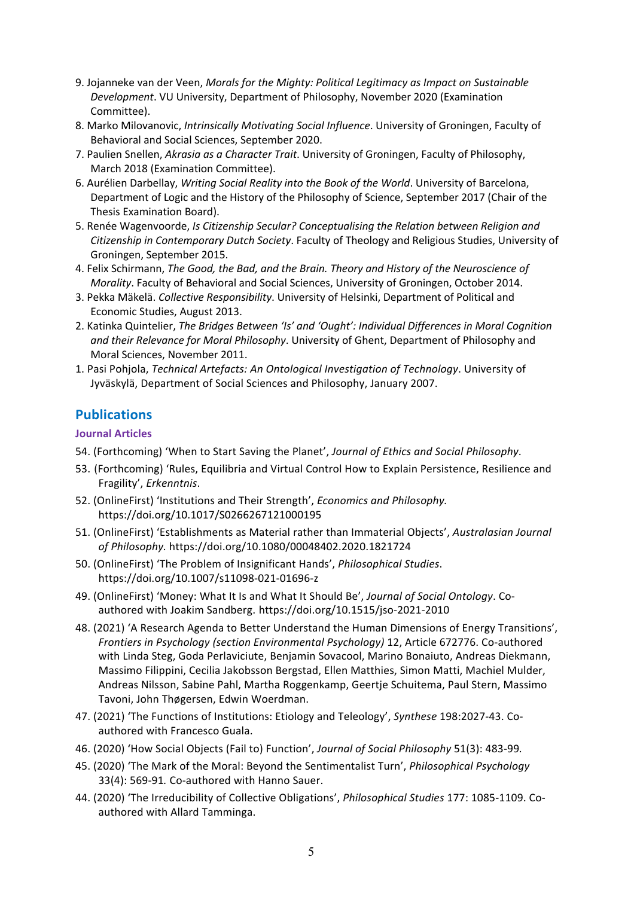9. Jojanneke van der Veen, *Morals for the Mighty: Political Legitimacy as Impact on Sustainable Development*. VU University, Department of Philosophy, November 2020 (Examination Committee).
8. Marko Milovanovic, *Intrinsically Motivating Social Influence*. University of Groningen, Faculty of Behavioral and Social Sciences, September 2020.
7. Paulien Snellen, *Akrasia as a Character Trait*. University of Groningen, Faculty of Philosophy, March 2018 (Examination Committee).
6. Aurélien Darbellay, *Writing Social Reality into the Book of the World*. University of Barcelona, Department of Logic and the History of the Philosophy of Science, September 2017 (Chair of the Thesis Examination Board).
5. Renée Wagenvoorde, *Is Citizenship Secular? Conceptualising the Relation between Religion and Citizenship in Contemporary Dutch Society*. Faculty of Theology and Religious Studies, University of Groningen, September 2015.
4. Felix Schirmann, *The Good, the Bad, and the Brain. Theory and History of the Neuroscience of Morality*. Faculty of Behavioral and Social Sciences, University of Groningen, October 2014.
3. Pekka Mäkelä. *Collective Responsibility*. University of Helsinki, Department of Political and Economic Studies, August 2013.
2. Katinka Quintelier, *The Bridges Between 'Is' and 'Ought': Individual Differences in Moral Cognition and their Relevance for Moral Philosophy*. University of Ghent, Department of Philosophy and Moral Sciences, November 2011.
1. Pasi Pohjola, *Technical Artefacts: An Ontological Investigation of Technology*. University of Jyväskylä, Department of Social Sciences and Philosophy, January 2007.

## Publications

### Journal Articles

54. (Forthcoming) 'When to Start Saving the Planet', *Journal of Ethics and Social Philosophy*.
53. (Forthcoming) 'Rules, Equilibria and Virtual Control How to Explain Persistence, Resilience and Fragility', *Erkenntnis*.
52. (OnlineFirst) 'Institutions and Their Strength', *Economics and Philosophy.* https://doi.org/10.1017/S0266267121000195
51. (OnlineFirst) 'Establishments as Material rather than Immaterial Objects', *Australasian Journal of Philosophy*. https://doi.org/10.1080/00048402.2020.1821724
50. (OnlineFirst) 'The Problem of Insignificant Hands', *Philosophical Studies*. https://doi.org/10.1007/s11098-021-01696-z
49. (OnlineFirst) 'Money: What It Is and What It Should Be', *Journal of Social Ontology*. Co-authored with Joakim Sandberg. https://doi.org/10.1515/jso-2021-2010
48. (2021) 'A Research Agenda to Better Understand the Human Dimensions of Energy Transitions', *Frontiers in Psychology (section Environmental Psychology)* 12, Article 672776. Co-authored with Linda Steg, Goda Perlaviciute, Benjamin Sovacool, Marino Bonaiuto, Andreas Diekmann, Massimo Filippini, Cecilia Jakobsson Bergstad, Ellen Matthies, Simon Matti, Machiel Mulder, Andreas Nilsson, Sabine Pahl, Martha Roggenkamp, Geertje Schuitema, Paul Stern, Massimo Tavoni, John Thøgersen, Edwin Woerdman.
47. (2021) 'The Functions of Institutions: Etiology and Teleology', *Synthese* 198:2027-43. Co-authored with Francesco Guala.
46. (2020) 'How Social Objects (Fail to) Function', *Journal of Social Philosophy* 51(3): 483-99*.*
45. (2020) 'The Mark of the Moral: Beyond the Sentimentalist Turn', *Philosophical Psychology* 33(4): 569-91*.* Co-authored with Hanno Sauer.
44. (2020) 'The Irreducibility of Collective Obligations', *Philosophical Studies* 177: 1085-1109. Co-authored with Allard Tamminga.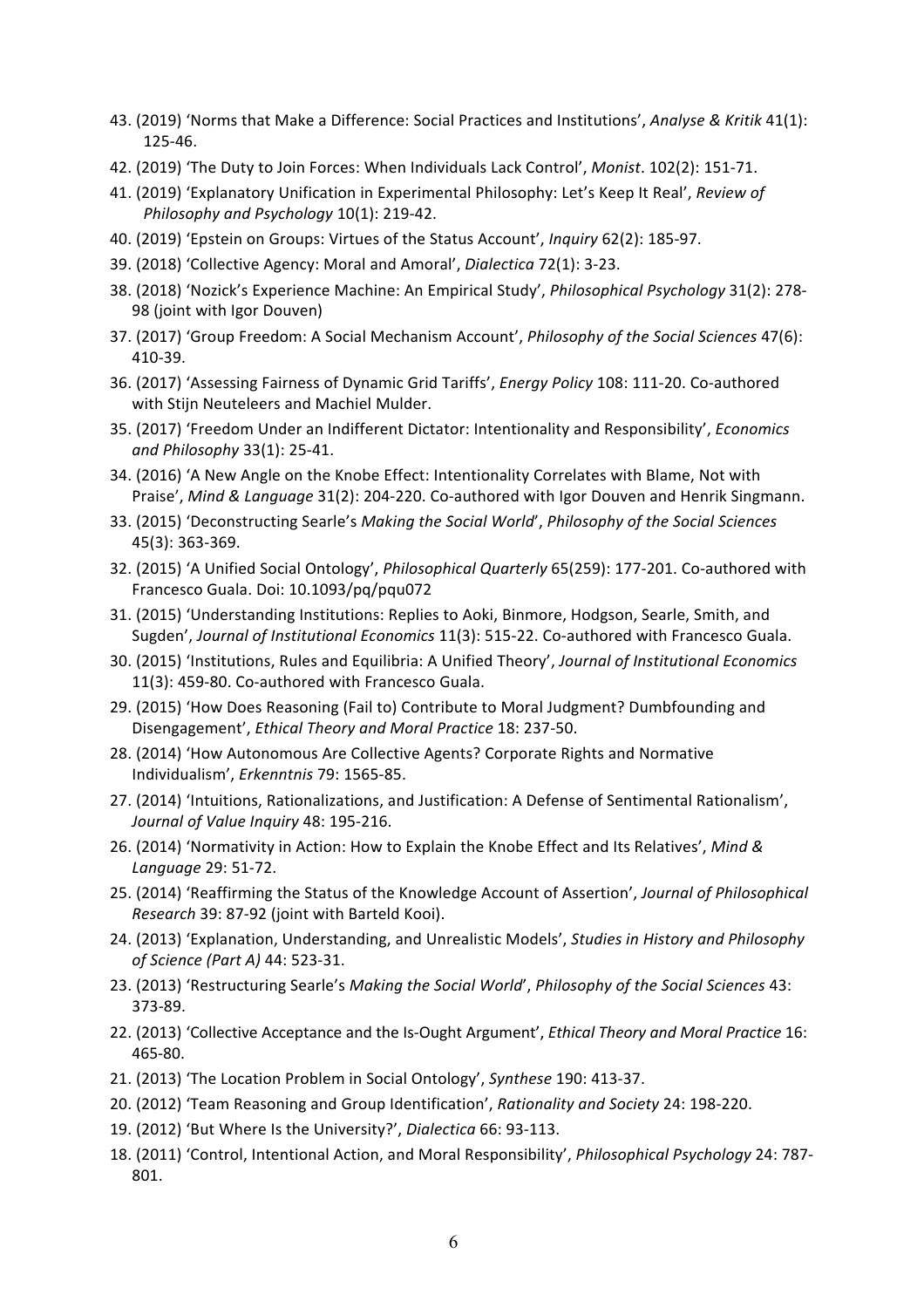43. (2019) 'Norms that Make a Difference: Social Practices and Institutions', *Analyse & Kritik* 41(1): 125-46.
42. (2019) 'The Duty to Join Forces: When Individuals Lack Control', *Monist*. 102(2): 151-71.
41. (2019) 'Explanatory Unification in Experimental Philosophy: Let's Keep It Real', *Review of Philosophy and Psychology* 10(1): 219-42.
40. (2019) 'Epstein on Groups: Virtues of the Status Account', *Inquiry* 62(2): 185-97.
39. (2018) 'Collective Agency: Moral and Amoral', *Dialectica* 72(1): 3-23.
38. (2018) 'Nozick's Experience Machine: An Empirical Study', *Philosophical Psychology* 31(2): 278-98 (joint with Igor Douven)
37. (2017) 'Group Freedom: A Social Mechanism Account', *Philosophy of the Social Sciences* 47(6): 410-39.
36. (2017) 'Assessing Fairness of Dynamic Grid Tariffs', *Energy Policy* 108: 111-20. Co-authored with Stijn Neuteleers and Machiel Mulder.
35. (2017) 'Freedom Under an Indifferent Dictator: Intentionality and Responsibility', *Economics and Philosophy* 33(1): 25-41.
34. (2016) 'A New Angle on the Knobe Effect: Intentionality Correlates with Blame, Not with Praise', *Mind & Language* 31(2): 204-220. Co-authored with Igor Douven and Henrik Singmann.
33. (2015) 'Deconstructing Searle's *Making the Social World*', *Philosophy of the Social Sciences* 45(3): 363-369.
32. (2015) 'A Unified Social Ontology', *Philosophical Quarterly* 65(259): 177-201. Co-authored with Francesco Guala. Doi: 10.1093/pq/pqu072
31. (2015) 'Understanding Institutions: Replies to Aoki, Binmore, Hodgson, Searle, Smith, and Sugden', *Journal of Institutional Economics* 11(3): 515-22. Co-authored with Francesco Guala.
30. (2015) 'Institutions, Rules and Equilibria: A Unified Theory', *Journal of Institutional Economics* 11(3): 459-80. Co-authored with Francesco Guala.
29. (2015) 'How Does Reasoning (Fail to) Contribute to Moral Judgment? Dumbfounding and Disengagement', *Ethical Theory and Moral Practice* 18: 237-50.
28. (2014) 'How Autonomous Are Collective Agents? Corporate Rights and Normative Individualism', *Erkenntnis* 79: 1565-85.
27. (2014) 'Intuitions, Rationalizations, and Justification: A Defense of Sentimental Rationalism', *Journal of Value Inquiry* 48: 195-216.
26. (2014) 'Normativity in Action: How to Explain the Knobe Effect and Its Relatives', *Mind & Language* 29: 51-72.
25. (2014) 'Reaffirming the Status of the Knowledge Account of Assertion', *Journal of Philosophical Research* 39: 87-92 (joint with Barteld Kooi).
24. (2013) 'Explanation, Understanding, and Unrealistic Models', *Studies in History and Philosophy of Science (Part A)* 44: 523-31.
23. (2013) 'Restructuring Searle's *Making the Social World*', *Philosophy of the Social Sciences* 43: 373-89.
22. (2013) 'Collective Acceptance and the Is-Ought Argument', *Ethical Theory and Moral Practice* 16: 465-80.
21. (2013) 'The Location Problem in Social Ontology', *Synthese* 190: 413-37.
20. (2012) 'Team Reasoning and Group Identification', *Rationality and Society* 24: 198-220.
19. (2012) 'But Where Is the University?', *Dialectica* 66: 93-113.
18. (2011) 'Control, Intentional Action, and Moral Responsibility', *Philosophical Psychology* 24: 787-801.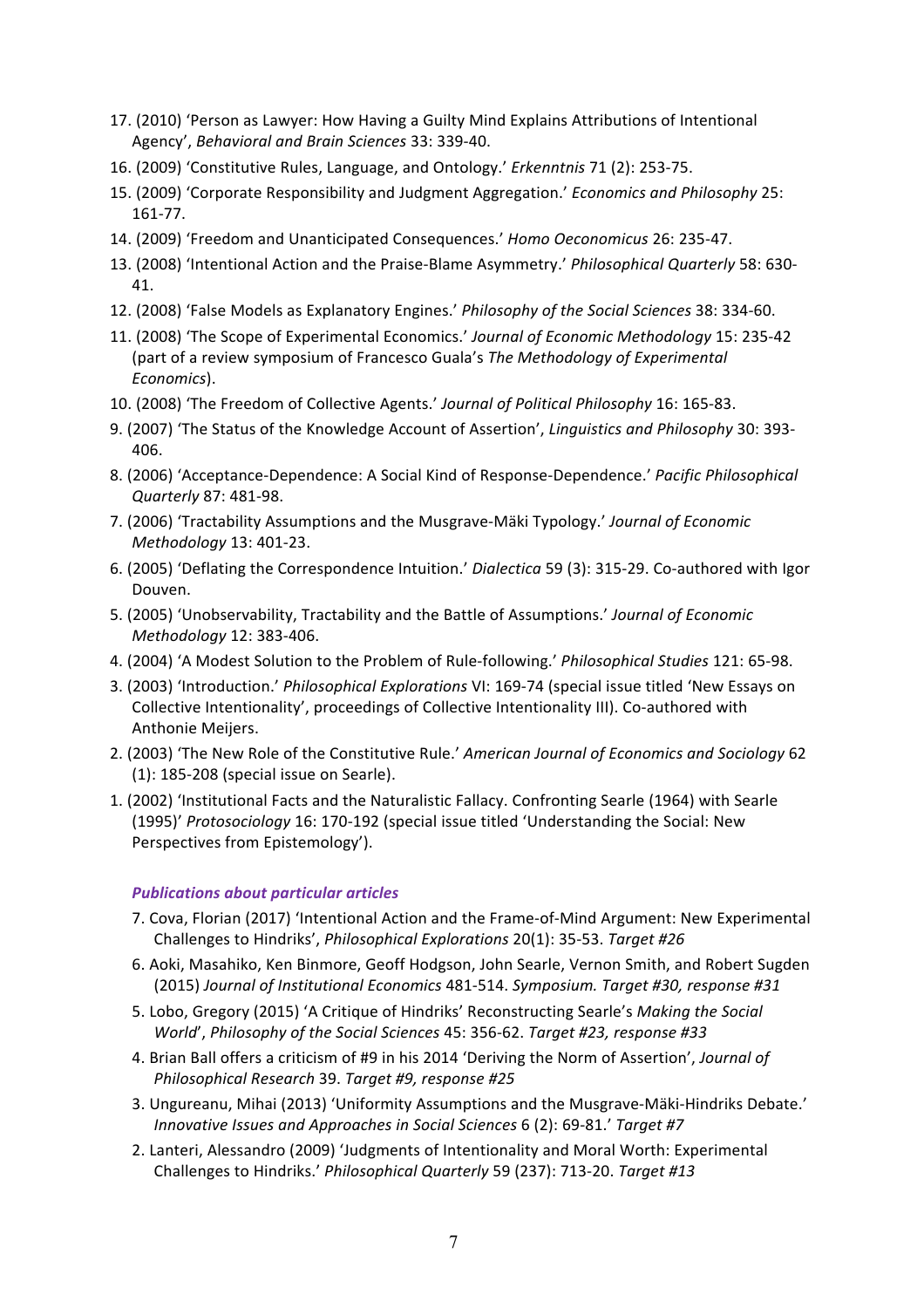17. (2010) 'Person as Lawyer: How Having a Guilty Mind Explains Attributions of Intentional Agency', *Behavioral and Brain Sciences* 33: 339-40.
16. (2009) 'Constitutive Rules, Language, and Ontology.' *Erkenntnis* 71 (2): 253-75.
15. (2009) 'Corporate Responsibility and Judgment Aggregation.' *Economics and Philosophy* 25: 161-77.
14. (2009) 'Freedom and Unanticipated Consequences.' *Homo Oeconomicus* 26: 235-47.
13. (2008) 'Intentional Action and the Praise-Blame Asymmetry.' *Philosophical Quarterly* 58: 630-41.
12. (2008) 'False Models as Explanatory Engines.' *Philosophy of the Social Sciences* 38: 334-60.
11. (2008) 'The Scope of Experimental Economics.' *Journal of Economic Methodology* 15: 235-42 (part of a review symposium of Francesco Guala's *The Methodology of Experimental Economics*).
10. (2008) 'The Freedom of Collective Agents.' *Journal of Political Philosophy* 16: 165-83.
9. (2007) 'The Status of the Knowledge Account of Assertion', *Linguistics and Philosophy* 30: 393-406.
8. (2006) 'Acceptance-Dependence: A Social Kind of Response-Dependence.' *Pacific Philosophical Quarterly* 87: 481-98.
7. (2006) 'Tractability Assumptions and the Musgrave-Mäki Typology.' *Journal of Economic Methodology* 13: 401-23.
6. (2005) 'Deflating the Correspondence Intuition.' *Dialectica* 59 (3): 315-29. Co-authored with Igor Douven.
5. (2005) 'Unobservability, Tractability and the Battle of Assumptions.' *Journal of Economic Methodology* 12: 383-406.
4. (2004) 'A Modest Solution to the Problem of Rule-following.' *Philosophical Studies* 121: 65-98.
3. (2003) 'Introduction.' *Philosophical Explorations* VI: 169-74 (special issue titled 'New Essays on Collective Intentionality', proceedings of Collective Intentionality III). Co-authored with Anthonie Meijers.
2. (2003) 'The New Role of the Constitutive Rule.' *American Journal of Economics and Sociology* 62 (1): 185-208 (special issue on Searle).
1. (2002) 'Institutional Facts and the Naturalistic Fallacy. Confronting Searle (1964) with Searle (1995)' *Protosociology* 16: 170-192 (special issue titled 'Understanding the Social: New Perspectives from Epistemology').

### *Publications about particular articles*

7. Cova, Florian (2017) 'Intentional Action and the Frame-of-Mind Argument: New Experimental Challenges to Hindriks', *Philosophical Explorations* 20(1): 35-53. *Target #26*
6. Aoki, Masahiko, Ken Binmore, Geoff Hodgson, John Searle, Vernon Smith, and Robert Sugden (2015) *Journal of Institutional Economics* 481-514. *Symposium. Target #30, response #31*
5. Lobo, Gregory (2015) 'A Critique of Hindriks' Reconstructing Searle's *Making the Social World*', *Philosophy of the Social Sciences* 45: 356-62. *Target #23, response #33*
4. Brian Ball offers a criticism of #9 in his 2014 'Deriving the Norm of Assertion', *Journal of Philosophical Research* 39. *Target #9, response #25*
3. Ungureanu, Mihai (2013) 'Uniformity Assumptions and the Musgrave-Mäki-Hindriks Debate.' *Innovative Issues and Approaches in Social Sciences* 6 (2): 69-81.' *Target #7*
2. Lanteri, Alessandro (2009) 'Judgments of Intentionality and Moral Worth: Experimental Challenges to Hindriks.' *Philosophical Quarterly* 59 (237): 713-20. *Target #13*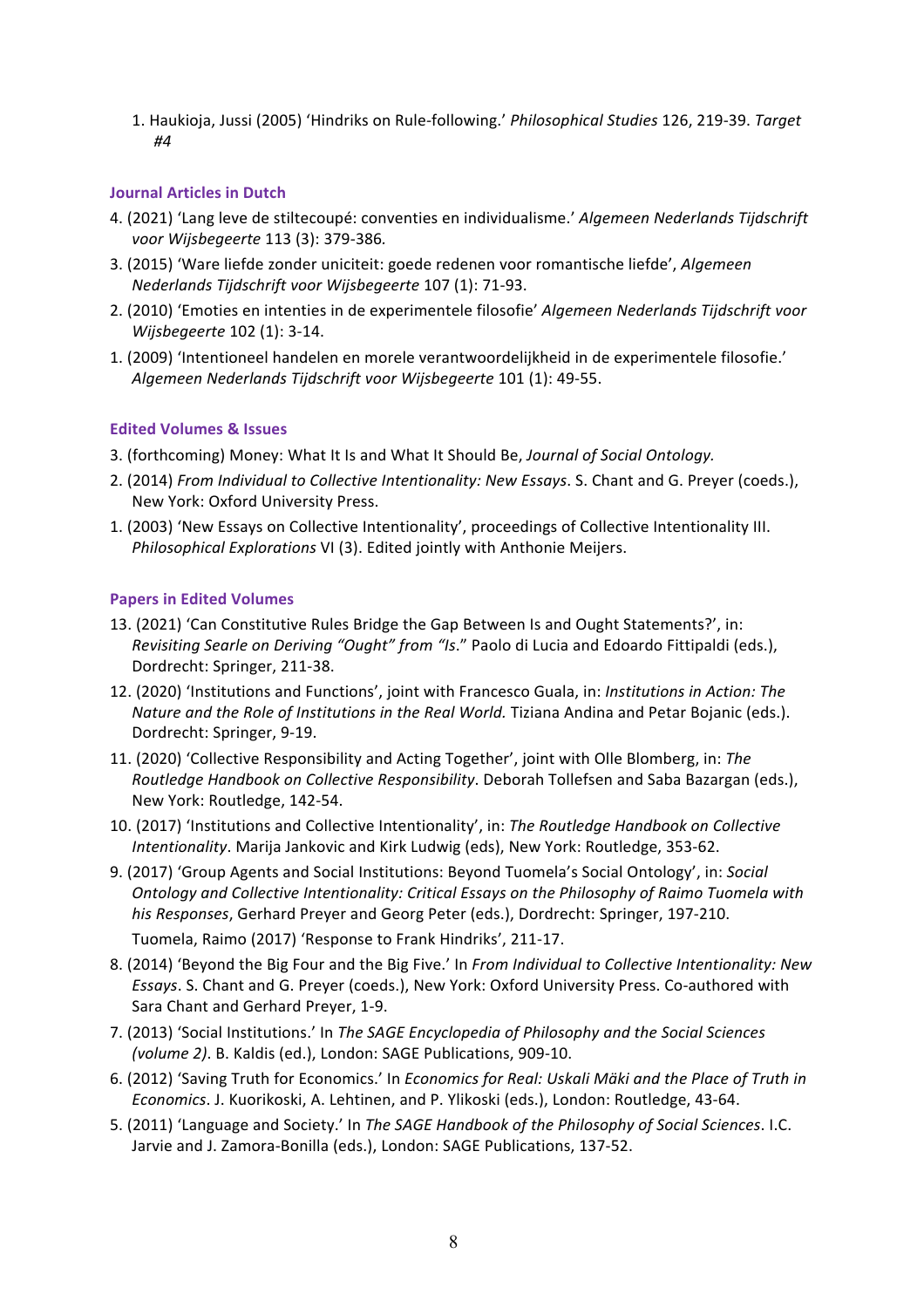1. Haukioja, Jussi (2005) 'Hindriks on Rule-following.' *Philosophical Studies* 126, 219-39. *Target #4*

### Journal Articles in Dutch

4. (2021) 'Lang leve de stiltecoupé: conventies en individualisme.' *Algemeen Nederlands Tijdschrift voor Wijsbegeerte* 113 (3): 379-386*.*
3. (2015) 'Ware liefde zonder uniciteit: goede redenen voor romantische liefde', *Algemeen Nederlands Tijdschrift voor Wijsbegeerte* 107 (1): 71-93.
2. (2010) 'Emoties en intenties in de experimentele filosofie' *Algemeen Nederlands Tijdschrift voor Wijsbegeerte* 102 (1): 3-14.
1. (2009) 'Intentioneel handelen en morele verantwoordelijkheid in de experimentele filosofie.' *Algemeen Nederlands Tijdschrift voor Wijsbegeerte* 101 (1): 49-55.

### Edited Volumes & Issues

3. (forthcoming) Money: What It Is and What It Should Be, *Journal of Social Ontology.*
2. (2014) *From Individual to Collective Intentionality: New Essays*. S. Chant and G. Preyer (coeds.), New York: Oxford University Press.
1. (2003) 'New Essays on Collective Intentionality', proceedings of Collective Intentionality III. *Philosophical Explorations* VI (3). Edited jointly with Anthonie Meijers.

### Papers in Edited Volumes

13. (2021) 'Can Constitutive Rules Bridge the Gap Between Is and Ought Statements?', in: *Revisiting Searle on Deriving "Ought" from "Is*." Paolo di Lucia and Edoardo Fittipaldi (eds.), Dordrecht: Springer, 211-38.
12. (2020) 'Institutions and Functions', joint with Francesco Guala, in: *Institutions in Action: The Nature and the Role of Institutions in the Real World.* Tiziana Andina and Petar Bojanic (eds.). Dordrecht: Springer, 9-19.
11. (2020) 'Collective Responsibility and Acting Together', joint with Olle Blomberg, in: *The Routledge Handbook on Collective Responsibility*. Deborah Tollefsen and Saba Bazargan (eds.), New York: Routledge, 142-54.
10. (2017) 'Institutions and Collective Intentionality', in: *The Routledge Handbook on Collective Intentionality*. Marija Jankovic and Kirk Ludwig (eds), New York: Routledge, 353-62.
9. (2017) 'Group Agents and Social Institutions: Beyond Tuomela's Social Ontology', in: *Social Ontology and Collective Intentionality: Critical Essays on the Philosophy of Raimo Tuomela with his Responses*, Gerhard Preyer and Georg Peter (eds.), Dordrecht: Springer, 197-210.
   Tuomela, Raimo (2017) 'Response to Frank Hindriks', 211-17.
8. (2014) 'Beyond the Big Four and the Big Five.' In *From Individual to Collective Intentionality: New Essays*. S. Chant and G. Preyer (coeds.), New York: Oxford University Press. Co-authored with Sara Chant and Gerhard Preyer, 1-9.
7. (2013) 'Social Institutions.' In *The SAGE Encyclopedia of Philosophy and the Social Sciences (volume 2)*. B. Kaldis (ed.), London: SAGE Publications, 909-10.
6. (2012) 'Saving Truth for Economics.' In *Economics for Real: Uskali Mäki and the Place of Truth in Economics*. J. Kuorikoski, A. Lehtinen, and P. Ylikoski (eds.), London: Routledge, 43-64.
5. (2011) 'Language and Society.' In *The SAGE Handbook of the Philosophy of Social Sciences*. I.C. Jarvie and J. Zamora-Bonilla (eds.), London: SAGE Publications, 137-52.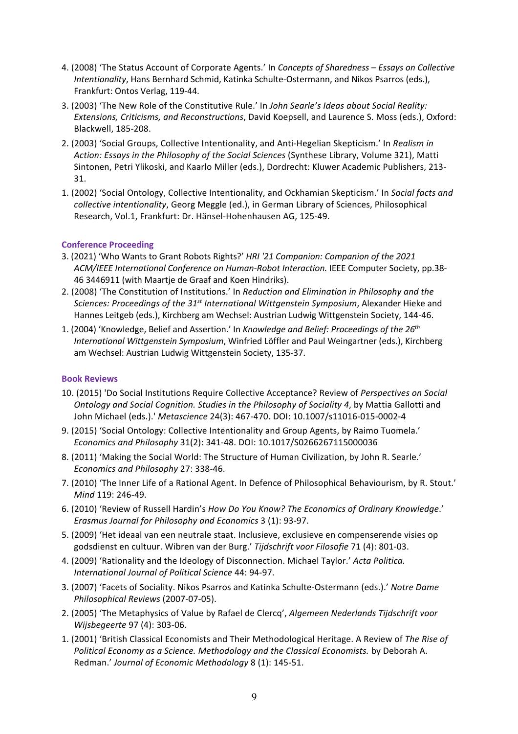4. (2008) 'The Status Account of Corporate Agents.' In *Concepts of Sharedness – Essays on Collective Intentionality*, Hans Bernhard Schmid, Katinka Schulte-Ostermann, and Nikos Psarros (eds.), Frankfurt: Ontos Verlag, 119-44.
3. (2003) 'The New Role of the Constitutive Rule.' In *John Searle's Ideas about Social Reality: Extensions, Criticisms, and Reconstructions*, David Koepsell, and Laurence S. Moss (eds.), Oxford: Blackwell, 185-208.
2. (2003) 'Social Groups, Collective Intentionality, and Anti-Hegelian Skepticism.' In *Realism in Action: Essays in the Philosophy of the Social Sciences* (Synthese Library, Volume 321), Matti Sintonen, Petri Ylikoski, and Kaarlo Miller (eds.), Dordrecht: Kluwer Academic Publishers, 213-31.
1. (2002) 'Social Ontology, Collective Intentionality, and Ockhamian Skepticism.' In *Social facts and collective intentionality*, Georg Meggle (ed.), in German Library of Sciences, Philosophical Research, Vol.1, Frankfurt: Dr. Hänsel-Hohenhausen AG, 125-49.

### Conference Proceeding

3. (2021) 'Who Wants to Grant Robots Rights?' *HRI '21 Companion: Companion of the 2021 ACM/IEEE International Conference on Human-Robot Interaction.* IEEE Computer Society, pp.38-46 3446911 (with Maartje de Graaf and Koen Hindriks).
2. (2008) 'The Constitution of Institutions.' In *Reduction and Elimination in Philosophy and the Sciences: Proceedings of the 31st International Wittgenstein Symposium*, Alexander Hieke and Hannes Leitgeb (eds.), Kirchberg am Wechsel: Austrian Ludwig Wittgenstein Society, 144-46.
1. (2004) 'Knowledge, Belief and Assertion.' In *Knowledge and Belief: Proceedings of the 26th International Wittgenstein Symposium*, Winfried Löffler and Paul Weingartner (eds.), Kirchberg am Wechsel: Austrian Ludwig Wittgenstein Society, 135-37.

### Book Reviews

10. (2015) 'Do Social Institutions Require Collective Acceptance? Review of *Perspectives on Social Ontology and Social Cognition. Studies in the Philosophy of Sociality 4*, by Mattia Gallotti and John Michael (eds.).' *Metascience* 24(3): 467-470. DOI: 10.1007/s11016-015-0002-4
9. (2015) 'Social Ontology: Collective Intentionality and Group Agents, by Raimo Tuomela.' *Economics and Philosophy* 31(2): 341-48. DOI: 10.1017/S0266267115000036
8. (2011) 'Making the Social World: The Structure of Human Civilization, by John R. Searle.' *Economics and Philosophy* 27: 338-46.
7. (2010) 'The Inner Life of a Rational Agent. In Defence of Philosophical Behaviourism, by R. Stout.' *Mind* 119: 246-49.
6. (2010) 'Review of Russell Hardin's *How Do You Know? The Economics of Ordinary Knowledge*.' *Erasmus Journal for Philosophy and Economics* 3 (1): 93-97.
5. (2009) 'Het ideaal van een neutrale staat. Inclusieve, exclusieve en compenserende visies op godsdienst en cultuur. Wibren van der Burg.' *Tijdschrift voor Filosofie* 71 (4): 801-03.
4. (2009) 'Rationality and the Ideology of Disconnection. Michael Taylor.' *Acta Politica. International Journal of Political Science* 44: 94-97.
3. (2007) 'Facets of Sociality. Nikos Psarros and Katinka Schulte-Ostermann (eds.).' *Notre Dame Philosophical Reviews* (2007-07-05).
2. (2005) 'The Metaphysics of Value by Rafael de Clercq', *Algemeen Nederlands Tijdschrift voor Wijsbegeerte* 97 (4): 303-06.
1. (2001) 'British Classical Economists and Their Methodological Heritage. A Review of *The Rise of Political Economy as a Science. Methodology and the Classical Economists.* by Deborah A. Redman.' *Journal of Economic Methodology* 8 (1): 145-51.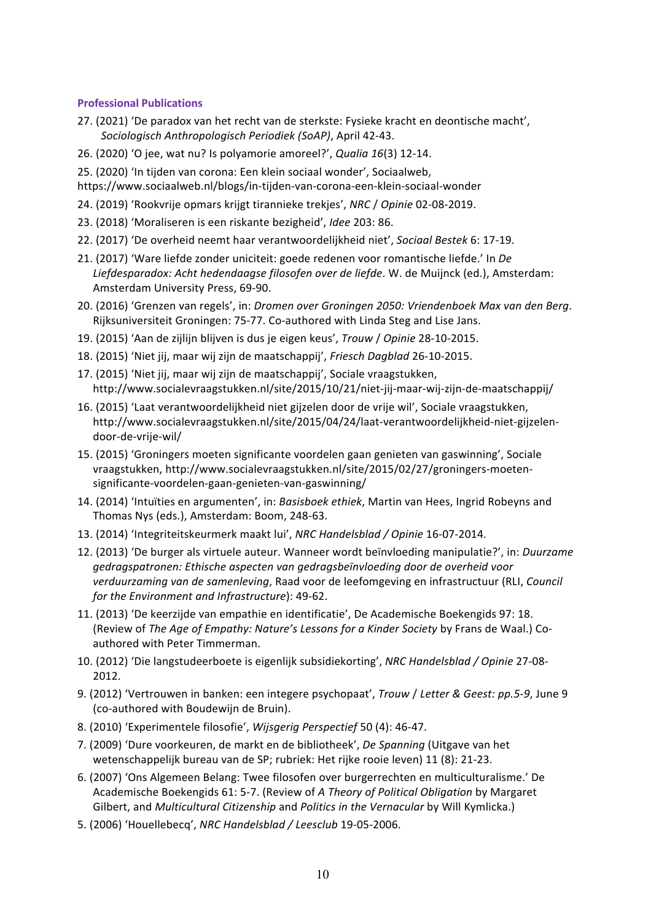### Professional Publications

27. (2021) 'De paradox van het recht van de sterkste: Fysieke kracht en deontische macht', *Sociologisch Anthropologisch Periodiek (SoAP)*, April 42-43.
26. (2020) 'O jee, wat nu? Is polyamorie amoreel?', *Qualia 16*(3) 12-14.
25. (2020) 'In tijden van corona: Een klein sociaal wonder', Sociaalweb, https://www.sociaalweb.nl/blogs/in-tijden-van-corona-een-klein-sociaal-wonder
24. (2019) 'Rookvrije opmars krijgt tirannieke trekjes', *NRC* / *Opinie* 02-08-2019.
23. (2018) 'Moraliseren is een riskante bezigheid', *Idee* 203: 86.
22. (2017) 'De overheid neemt haar verantwoordelijkheid niet', *Sociaal Bestek* 6: 17-19.
21. (2017) 'Ware liefde zonder uniciteit: goede redenen voor romantische liefde.' In *De Liefdesparadox: Acht hedendaagse filosofen over de liefde*. W. de Muijnck (ed.), Amsterdam: Amsterdam University Press, 69-90.
20. (2016) 'Grenzen van regels', in: *Dromen over Groningen 2050: Vriendenboek Max van den Berg*. Rijksuniversiteit Groningen: 75-77. Co-authored with Linda Steg and Lise Jans.
19. (2015) 'Aan de zijlijn blijven is dus je eigen keus', *Trouw* / *Opinie* 28-10-2015.
18. (2015) 'Niet jij, maar wij zijn de maatschappij', *Friesch Dagblad* 26-10-2015.
17. (2015) 'Niet jij, maar wij zijn de maatschappij', Sociale vraagstukken, http://www.socialevraagstukken.nl/site/2015/10/21/niet-jij-maar-wij-zijn-de-maatschappij/
16. (2015) 'Laat verantwoordelijkheid niet gijzelen door de vrije wil', Sociale vraagstukken, http://www.socialevraagstukken.nl/site/2015/04/24/laat-verantwoordelijkheid-niet-gijzelen-door-de-vrije-wil/
15. (2015) 'Groningers moeten significante voordelen gaan genieten van gaswinning', Sociale vraagstukken, http://www.socialevraagstukken.nl/site/2015/02/27/groningers-moeten-significante-voordelen-gaan-genieten-van-gaswinning/
14. (2014) 'Intuïties en argumenten', in: *Basisboek ethiek*, Martin van Hees, Ingrid Robeyns and Thomas Nys (eds.), Amsterdam: Boom, 248-63.
13. (2014) 'Integriteitskeurmerk maakt lui', *NRC Handelsblad / Opinie* 16-07-2014.
12. (2013) 'De burger als virtuele auteur. Wanneer wordt beïnvloeding manipulatie?', in: *Duurzame gedragspatronen: Ethische aspecten van gedragsbeïnvloeding door de overheid voor verduurzaming van de samenleving*, Raad voor de leefomgeving en infrastructuur (RLI, *Council for the Environment and Infrastructure*): 49-62.
11. (2013) 'De keerzijde van empathie en identificatie', De Academische Boekengids 97: 18. (Review of *The Age of Empathy: Nature's Lessons for a Kinder Society* by Frans de Waal.) Co-authored with Peter Timmerman.
10. (2012) 'Die langstudeerboete is eigenlijk subsidiekorting', *NRC Handelsblad / Opinie* 27-08-2012.
9. (2012) 'Vertrouwen in banken: een integere psychopaat', *Trouw* / *Letter & Geest: pp.5-9*, June 9 (co-authored with Boudewijn de Bruin).
8. (2010) 'Experimentele filosofie', *Wijsgerig Perspectief* 50 (4): 46-47.
7. (2009) 'Dure voorkeuren, de markt en de bibliotheek', *De Spanning* (Uitgave van het wetenschappelijk bureau van de SP; rubriek: Het rijke rooie leven) 11 (8): 21-23.
6. (2007) 'Ons Algemeen Belang: Twee filosofen over burgerrechten en multiculturalisme.' De Academische Boekengids 61: 5-7. (Review of *A Theory of Political Obligation* by Margaret Gilbert, and *Multicultural Citizenship* and *Politics in the Vernacular* by Will Kymlicka.)
5. (2006) 'Houellebecq', *NRC Handelsblad / Leesclub* 19-05-2006.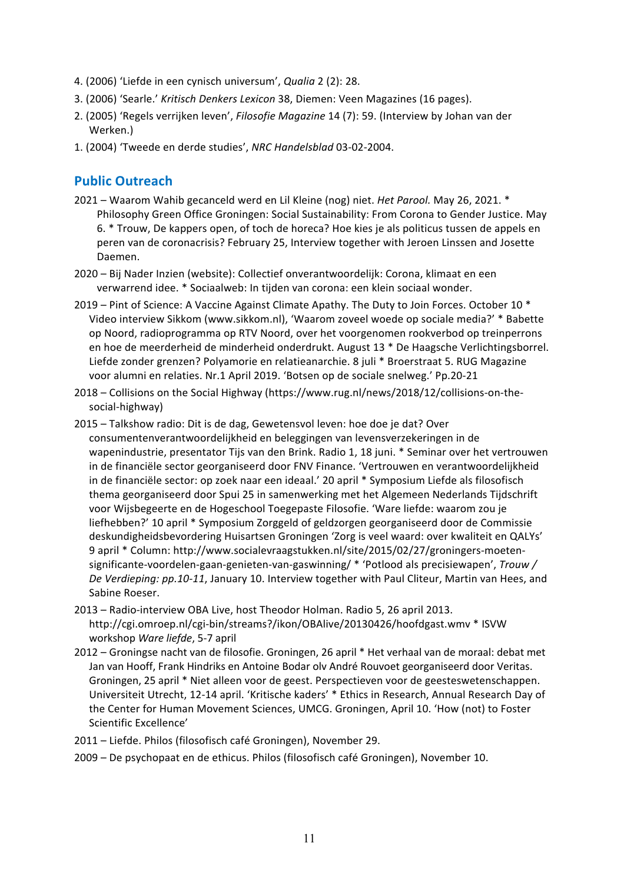4. (2006) 'Liefde in een cynisch universum', *Qualia* 2 (2): 28.
3. (2006) 'Searle.' *Kritisch Denkers Lexicon* 38, Diemen: Veen Magazines (16 pages).
2. (2005) 'Regels verrijken leven', *Filosofie Magazine* 14 (7): 59. (Interview by Johan van der Werken.)
1. (2004) 'Tweede en derde studies', *NRC Handelsblad* 03-02-2004.

## Public Outreach

2021 – Waarom Wahib gecanceld werd en Lil Kleine (nog) niet. *Het Parool.* May 26, 2021. * Philosophy Green Office Groningen: Social Sustainability: From Corona to Gender Justice. May 6. * Trouw, De kappers open, of toch de horeca? Hoe kies je als politicus tussen de appels en peren van de coronacrisis? February 25, Interview together with Jeroen Linssen and Josette Daemen.

2020 – Bij Nader Inzien (website): Collectief onverantwoordelijk: Corona, klimaat en een verwarrend idee. * Sociaalweb: In tijden van corona: een klein sociaal wonder.

2019 – Pint of Science: A Vaccine Against Climate Apathy. The Duty to Join Forces. October 10 * Video interview Sikkom (www.sikkom.nl), 'Waarom zoveel woede op sociale media?' * Babette op Noord, radioprogramma op RTV Noord, over het voorgenomen rookverbod op treinperrons en hoe de meerderheid de minderheid onderdrukt. August 13 * De Haagsche Verlichtingsborrel. Liefde zonder grenzen? Polyamorie en relatieanarchie. 8 juli * Broerstraat 5. RUG Magazine voor alumni en relaties. Nr.1 April 2019. 'Botsen op de sociale snelweg.' Pp.20-21

2018 – Collisions on the Social Highway (https://www.rug.nl/news/2018/12/collisions-on-the-social-highway)

2015 – Talkshow radio: Dit is de dag, Gewetensvol leven: hoe doe je dat? Over consumentenverantwoordelijkheid en beleggingen van levensverzekeringen in de wapenindustrie, presentator Tijs van den Brink. Radio 1, 18 juni. * Seminar over het vertrouwen in de financiële sector georganiseerd door FNV Finance. 'Vertrouwen en verantwoordelijkheid in de financiële sector: op zoek naar een ideaal.' 20 april * Symposium Liefde als filosofisch thema georganiseerd door Spui 25 in samenwerking met het Algemeen Nederlands Tijdschrift voor Wijsbegeerte en de Hogeschool Toegepaste Filosofie. 'Ware liefde: waarom zou je liefhebben?' 10 april * Symposium Zorggeld of geldzorgen georganiseerd door de Commissie deskundigheidsbevordering Huisartsen Groningen 'Zorg is veel waard: over kwaliteit en QALYs' 9 april * Column: http://www.socialevraagstukken.nl/site/2015/02/27/groningers-moeten-significante-voordelen-gaan-genieten-van-gaswinning/ * 'Potlood als precisiewapen', *Trouw / De Verdieping: pp.10-11*, January 10. Interview together with Paul Cliteur, Martin van Hees, and Sabine Roeser.

2013 – Radio-interview OBA Live, host Theodor Holman. Radio 5, 26 april 2013. http://cgi.omroep.nl/cgi-bin/streams?/ikon/OBAlive/20130426/hoofdgast.wmv * ISVW workshop *Ware liefde*, 5-7 april

2012 – Groningse nacht van de filosofie. Groningen, 26 april * Het verhaal van de moraal: debat met Jan van Hooff, Frank Hindriks en Antoine Bodar olv André Rouvoet georganiseerd door Veritas. Groningen, 25 april * Niet alleen voor de geest. Perspectieven voor de geesteswetenschappen. Universiteit Utrecht, 12-14 april. 'Kritische kaders' * Ethics in Research, Annual Research Day of the Center for Human Movement Sciences, UMCG. Groningen, April 10. 'How (not) to Foster Scientific Excellence'

2011 – Liefde. Philos (filosofisch café Groningen), November 29.

2009 – De psychopaat en de ethicus. Philos (filosofisch café Groningen), November 10.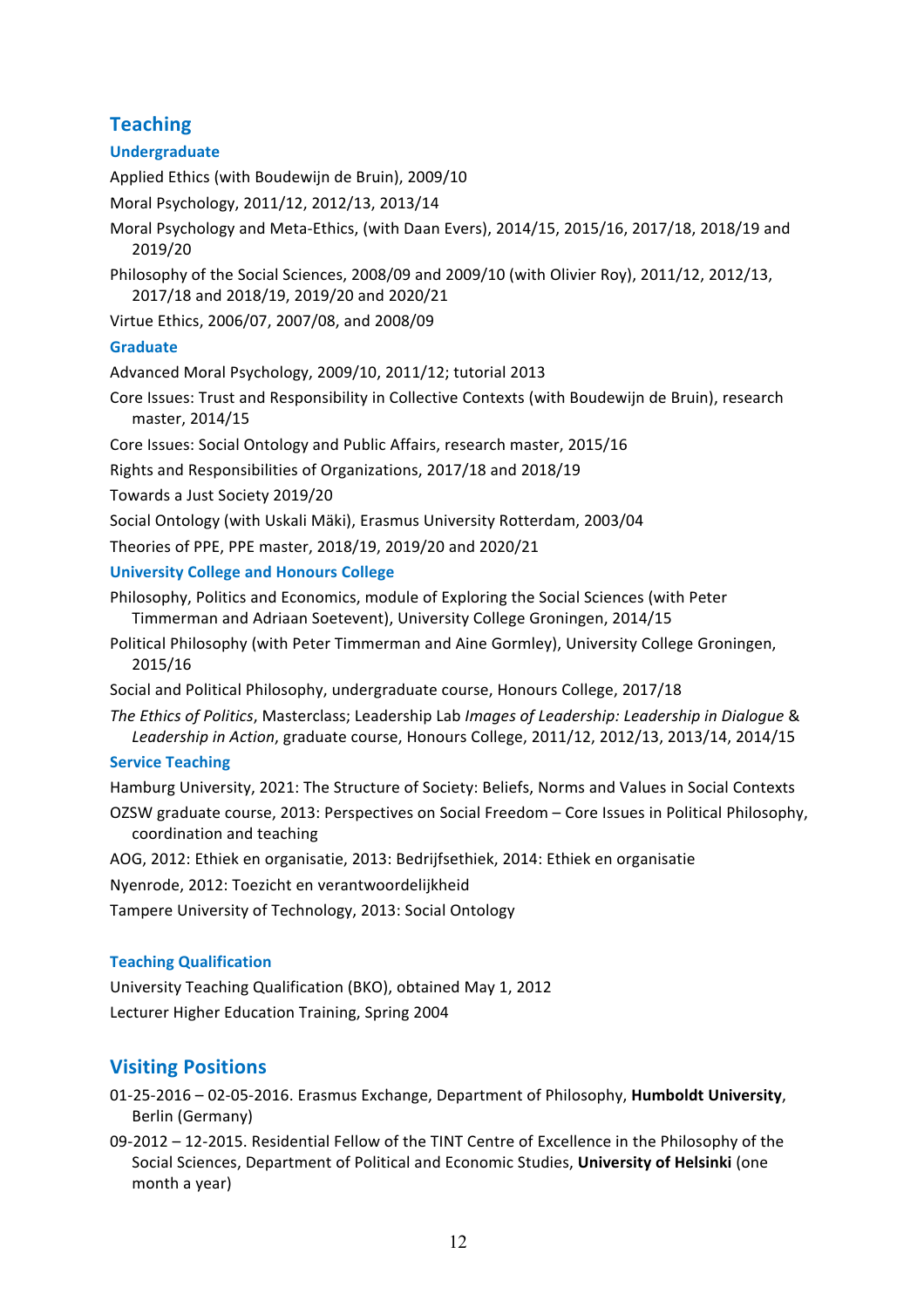## Teaching

### Undergraduate

Applied Ethics (with Boudewijn de Bruin), 2009/10

Moral Psychology, 2011/12, 2012/13, 2013/14

Moral Psychology and Meta-Ethics, (with Daan Evers), 2014/15, 2015/16, 2017/18, 2018/19 and 2019/20

Philosophy of the Social Sciences, 2008/09 and 2009/10 (with Olivier Roy), 2011/12, 2012/13, 2017/18 and 2018/19, 2019/20 and 2020/21

Virtue Ethics, 2006/07, 2007/08, and 2008/09

### Graduate

Advanced Moral Psychology, 2009/10, 2011/12; tutorial 2013

Core Issues: Trust and Responsibility in Collective Contexts (with Boudewijn de Bruin), research master, 2014/15

Core Issues: Social Ontology and Public Affairs, research master, 2015/16

Rights and Responsibilities of Organizations, 2017/18 and 2018/19

Towards a Just Society 2019/20

Social Ontology (with Uskali Mäki), Erasmus University Rotterdam, 2003/04

Theories of PPE, PPE master, 2018/19, 2019/20 and 2020/21

### University College and Honours College

Philosophy, Politics and Economics, module of Exploring the Social Sciences (with Peter Timmerman and Adriaan Soetevent), University College Groningen, 2014/15

Political Philosophy (with Peter Timmerman and Aine Gormley), University College Groningen, 2015/16

Social and Political Philosophy, undergraduate course, Honours College, 2017/18

*The Ethics of Politics*, Masterclass; Leadership Lab *Images of Leadership: Leadership in Dialogue* & *Leadership in Action*, graduate course, Honours College, 2011/12, 2012/13, 2013/14, 2014/15

### Service Teaching

Hamburg University, 2021: The Structure of Society: Beliefs, Norms and Values in Social Contexts

OZSW graduate course, 2013: Perspectives on Social Freedom – Core Issues in Political Philosophy, coordination and teaching

AOG, 2012: Ethiek en organisatie, 2013: Bedrijfsethiek, 2014: Ethiek en organisatie

Nyenrode, 2012: Toezicht en verantwoordelijkheid

Tampere University of Technology, 2013: Social Ontology

### Teaching Qualification

University Teaching Qualification (BKO), obtained May 1, 2012

Lecturer Higher Education Training, Spring 2004

## Visiting Positions

01-25-2016 – 02-05-2016. Erasmus Exchange, Department of Philosophy, **Humboldt University**, Berlin (Germany)

09-2012 – 12-2015. Residential Fellow of the TINT Centre of Excellence in the Philosophy of the Social Sciences, Department of Political and Economic Studies, **University of Helsinki** (one month a year)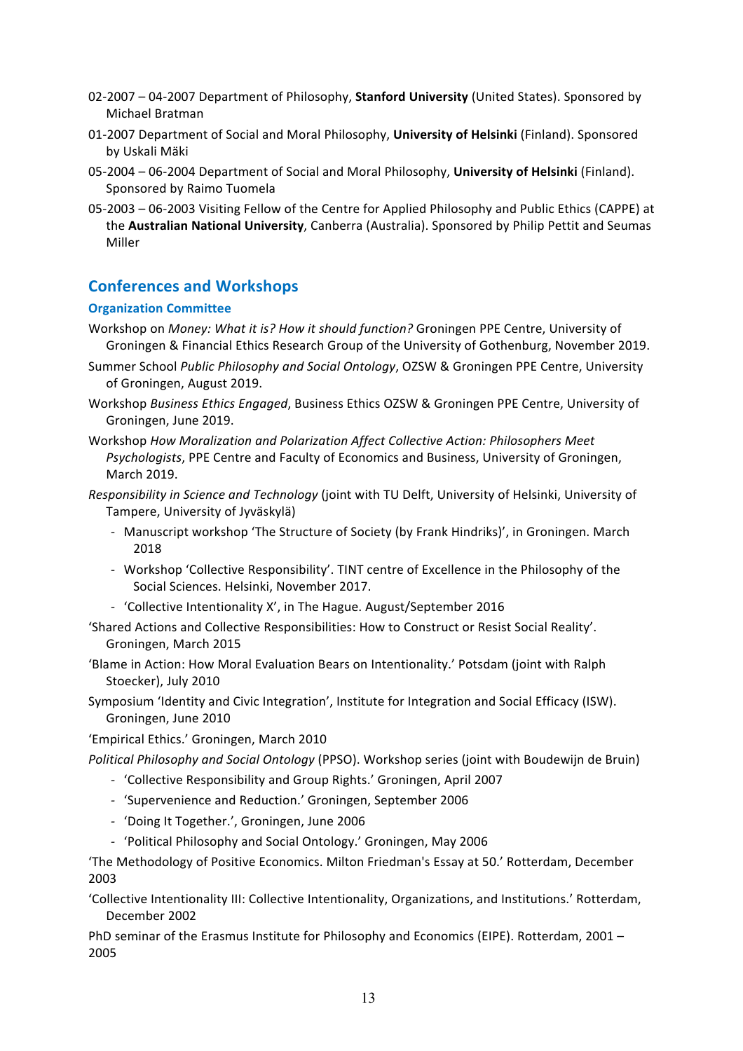02-2007 – 04-2007 Department of Philosophy, **Stanford University** (United States). Sponsored by Michael Bratman

01-2007 Department of Social and Moral Philosophy, **University of Helsinki** (Finland). Sponsored by Uskali Mäki

05-2004 – 06-2004 Department of Social and Moral Philosophy, **University of Helsinki** (Finland). Sponsored by Raimo Tuomela

05-2003 – 06-2003 Visiting Fellow of the Centre for Applied Philosophy and Public Ethics (CAPPE) at the **Australian National University**, Canberra (Australia). Sponsored by Philip Pettit and Seumas Miller

## Conferences and Workshops

### Organization Committee

Workshop on *Money: What it is? How it should function?* Groningen PPE Centre, University of Groningen & Financial Ethics Research Group of the University of Gothenburg, November 2019.

Summer School *Public Philosophy and Social Ontology*, OZSW & Groningen PPE Centre, University of Groningen, August 2019.

Workshop *Business Ethics Engaged*, Business Ethics OZSW & Groningen PPE Centre, University of Groningen, June 2019.

Workshop *How Moralization and Polarization Affect Collective Action: Philosophers Meet Psychologists*, PPE Centre and Faculty of Economics and Business, University of Groningen, March 2019.

*Responsibility in Science and Technology* (joint with TU Delft, University of Helsinki, University of Tampere, University of Jyväskylä)

- Manuscript workshop 'The Structure of Society (by Frank Hindriks)', in Groningen. March 2018
- Workshop 'Collective Responsibility'. TINT centre of Excellence in the Philosophy of the Social Sciences. Helsinki, November 2017.
- 'Collective Intentionality X', in The Hague. August/September 2016

'Shared Actions and Collective Responsibilities: How to Construct or Resist Social Reality'. Groningen, March 2015

'Blame in Action: How Moral Evaluation Bears on Intentionality.' Potsdam (joint with Ralph Stoecker), July 2010

Symposium 'Identity and Civic Integration', Institute for Integration and Social Efficacy (ISW). Groningen, June 2010

'Empirical Ethics.' Groningen, March 2010

*Political Philosophy and Social Ontology* (PPSO). Workshop series (joint with Boudewijn de Bruin)

- 'Collective Responsibility and Group Rights.' Groningen, April 2007
- 'Supervenience and Reduction.' Groningen, September 2006
- 'Doing It Together.', Groningen, June 2006
- 'Political Philosophy and Social Ontology.' Groningen, May 2006

'The Methodology of Positive Economics. Milton Friedman's Essay at 50.' Rotterdam, December 2003

'Collective Intentionality III: Collective Intentionality, Organizations, and Institutions.' Rotterdam, December 2002

PhD seminar of the Erasmus Institute for Philosophy and Economics (EIPE). Rotterdam, 2001 – 2005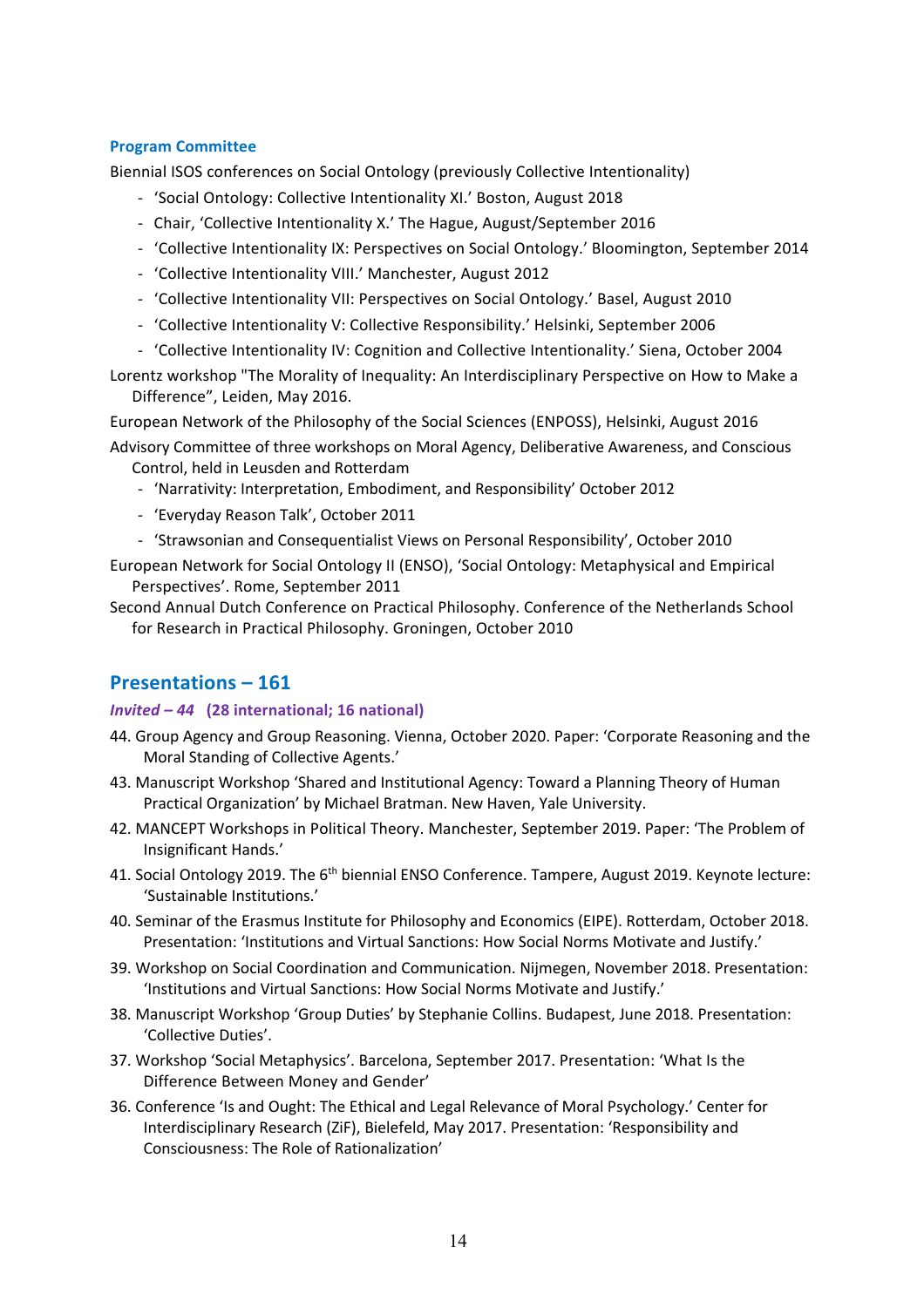### Program Committee

Biennial ISOS conferences on Social Ontology (previously Collective Intentionality)

- 'Social Ontology: Collective Intentionality XI.' Boston, August 2018
- Chair, 'Collective Intentionality X.' The Hague, August/September 2016
- 'Collective Intentionality IX: Perspectives on Social Ontology.' Bloomington, September 2014
- 'Collective Intentionality VIII.' Manchester, August 2012
- 'Collective Intentionality VII: Perspectives on Social Ontology.' Basel, August 2010
- 'Collective Intentionality V: Collective Responsibility.' Helsinki, September 2006
- 'Collective Intentionality IV: Cognition and Collective Intentionality.' Siena, October 2004

Lorentz workshop "The Morality of Inequality: An Interdisciplinary Perspective on How to Make a Difference", Leiden, May 2016.

European Network of the Philosophy of the Social Sciences (ENPOSS), Helsinki, August 2016

Advisory Committee of three workshops on Moral Agency, Deliberative Awareness, and Conscious Control, held in Leusden and Rotterdam

- 'Narrativity: Interpretation, Embodiment, and Responsibility' October 2012
- 'Everyday Reason Talk', October 2011
- 'Strawsonian and Consequentialist Views on Personal Responsibility', October 2010

European Network for Social Ontology II (ENSO), 'Social Ontology: Metaphysical and Empirical Perspectives'. Rome, September 2011

Second Annual Dutch Conference on Practical Philosophy. Conference of the Netherlands School for Research in Practical Philosophy. Groningen, October 2010

## Presentations – 161

#### *Invited – 44* (28 international; 16 national)

44. Group Agency and Group Reasoning. Vienna, October 2020. Paper: 'Corporate Reasoning and the Moral Standing of Collective Agents.'
43. Manuscript Workshop 'Shared and Institutional Agency: Toward a Planning Theory of Human Practical Organization' by Michael Bratman. New Haven, Yale University.
42. MANCEPT Workshops in Political Theory. Manchester, September 2019. Paper: 'The Problem of Insignificant Hands.'
41. Social Ontology 2019. The 6th biennial ENSO Conference. Tampere, August 2019. Keynote lecture: 'Sustainable Institutions.'
40. Seminar of the Erasmus Institute for Philosophy and Economics (EIPE). Rotterdam, October 2018. Presentation: 'Institutions and Virtual Sanctions: How Social Norms Motivate and Justify.'
39. Workshop on Social Coordination and Communication. Nijmegen, November 2018. Presentation: 'Institutions and Virtual Sanctions: How Social Norms Motivate and Justify.'
38. Manuscript Workshop 'Group Duties' by Stephanie Collins. Budapest, June 2018. Presentation: 'Collective Duties'.
37. Workshop 'Social Metaphysics'. Barcelona, September 2017. Presentation: 'What Is the Difference Between Money and Gender'
36. Conference 'Is and Ought: The Ethical and Legal Relevance of Moral Psychology.' Center for Interdisciplinary Research (ZiF), Bielefeld, May 2017. Presentation: 'Responsibility and Consciousness: The Role of Rationalization'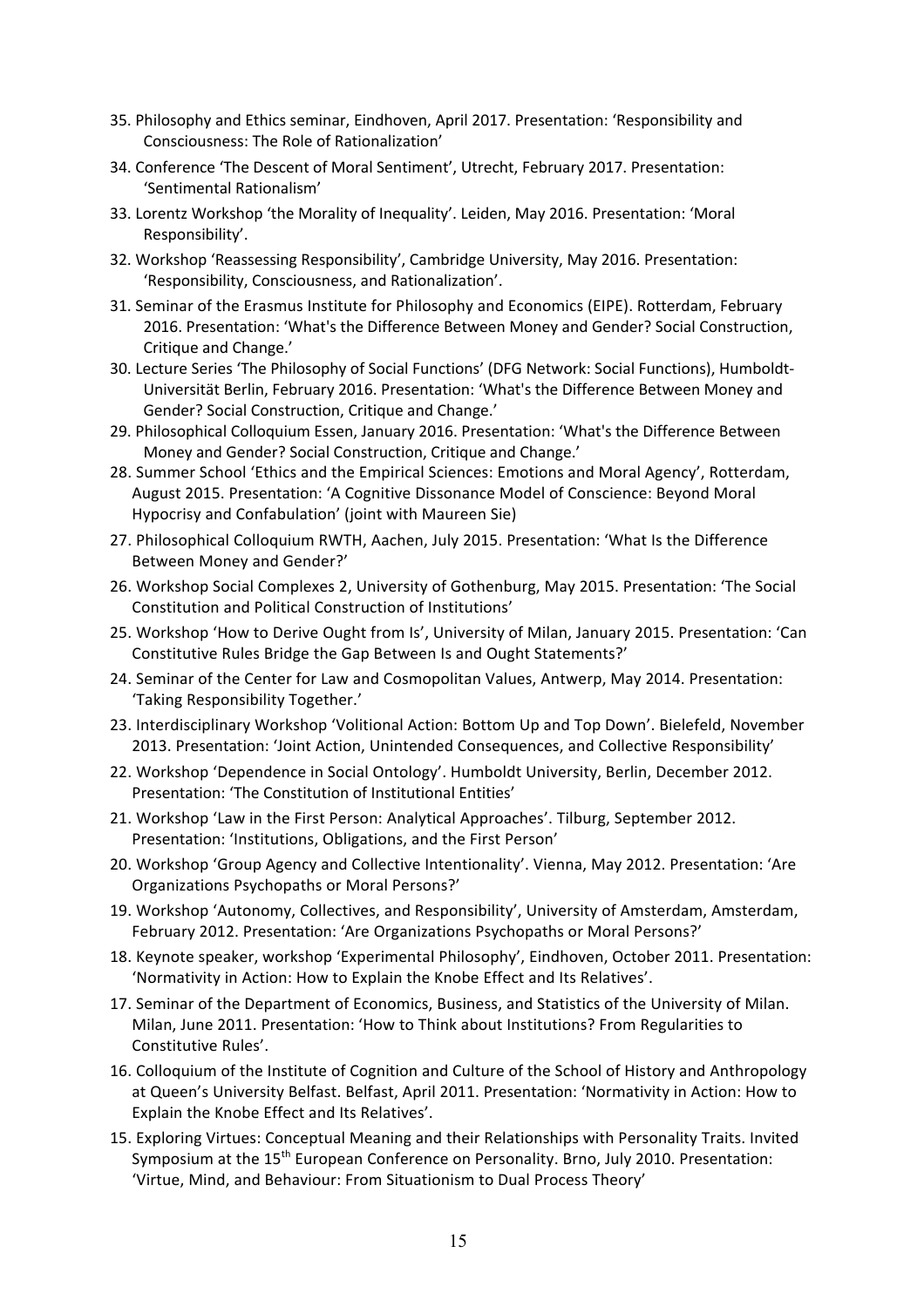35. Philosophy and Ethics seminar, Eindhoven, April 2017. Presentation: 'Responsibility and Consciousness: The Role of Rationalization'
34. Conference 'The Descent of Moral Sentiment', Utrecht, February 2017. Presentation: 'Sentimental Rationalism'
33. Lorentz Workshop 'the Morality of Inequality'. Leiden, May 2016. Presentation: 'Moral Responsibility'.
32. Workshop 'Reassessing Responsibility', Cambridge University, May 2016. Presentation: 'Responsibility, Consciousness, and Rationalization'.
31. Seminar of the Erasmus Institute for Philosophy and Economics (EIPE). Rotterdam, February 2016. Presentation: 'What's the Difference Between Money and Gender? Social Construction, Critique and Change.'
30. Lecture Series 'The Philosophy of Social Functions' (DFG Network: Social Functions), Humboldt-Universität Berlin, February 2016. Presentation: 'What's the Difference Between Money and Gender? Social Construction, Critique and Change.'
29. Philosophical Colloquium Essen, January 2016. Presentation: 'What's the Difference Between Money and Gender? Social Construction, Critique and Change.'
28. Summer School 'Ethics and the Empirical Sciences: Emotions and Moral Agency', Rotterdam, August 2015. Presentation: 'A Cognitive Dissonance Model of Conscience: Beyond Moral Hypocrisy and Confabulation' (joint with Maureen Sie)
27. Philosophical Colloquium RWTH, Aachen, July 2015. Presentation: 'What Is the Difference Between Money and Gender?'
26. Workshop Social Complexes 2, University of Gothenburg, May 2015. Presentation: 'The Social Constitution and Political Construction of Institutions'
25. Workshop 'How to Derive Ought from Is', University of Milan, January 2015. Presentation: 'Can Constitutive Rules Bridge the Gap Between Is and Ought Statements?'
24. Seminar of the Center for Law and Cosmopolitan Values, Antwerp, May 2014. Presentation: 'Taking Responsibility Together.'
23. Interdisciplinary Workshop 'Volitional Action: Bottom Up and Top Down'. Bielefeld, November 2013. Presentation: 'Joint Action, Unintended Consequences, and Collective Responsibility'
22. Workshop 'Dependence in Social Ontology'. Humboldt University, Berlin, December 2012. Presentation: 'The Constitution of Institutional Entities'
21. Workshop 'Law in the First Person: Analytical Approaches'. Tilburg, September 2012. Presentation: 'Institutions, Obligations, and the First Person'
20. Workshop 'Group Agency and Collective Intentionality'. Vienna, May 2012. Presentation: 'Are Organizations Psychopaths or Moral Persons?'
19. Workshop 'Autonomy, Collectives, and Responsibility', University of Amsterdam, Amsterdam, February 2012. Presentation: 'Are Organizations Psychopaths or Moral Persons?'
18. Keynote speaker, workshop 'Experimental Philosophy', Eindhoven, October 2011. Presentation: 'Normativity in Action: How to Explain the Knobe Effect and Its Relatives'.
17. Seminar of the Department of Economics, Business, and Statistics of the University of Milan. Milan, June 2011. Presentation: 'How to Think about Institutions? From Regularities to Constitutive Rules'.
16. Colloquium of the Institute of Cognition and Culture of the School of History and Anthropology at Queen's University Belfast. Belfast, April 2011. Presentation: 'Normativity in Action: How to Explain the Knobe Effect and Its Relatives'.
15. Exploring Virtues: Conceptual Meaning and their Relationships with Personality Traits. Invited Symposium at the 15th European Conference on Personality. Brno, July 2010. Presentation: 'Virtue, Mind, and Behaviour: From Situationism to Dual Process Theory'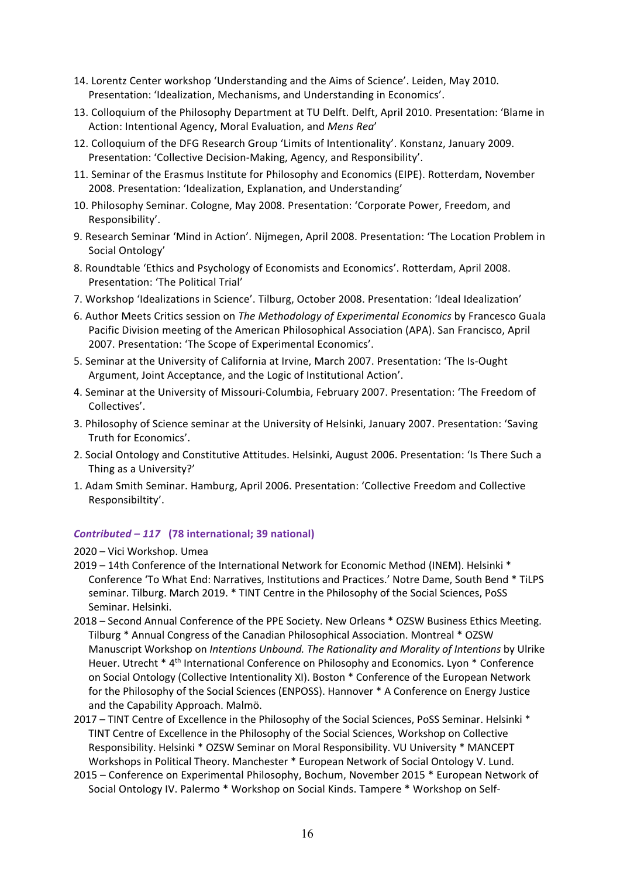14. Lorentz Center workshop 'Understanding and the Aims of Science'. Leiden, May 2010. Presentation: 'Idealization, Mechanisms, and Understanding in Economics'.
13. Colloquium of the Philosophy Department at TU Delft. Delft, April 2010. Presentation: 'Blame in Action: Intentional Agency, Moral Evaluation, and *Mens Rea*'
12. Colloquium of the DFG Research Group 'Limits of Intentionality'. Konstanz, January 2009. Presentation: 'Collective Decision-Making, Agency, and Responsibility'.
11. Seminar of the Erasmus Institute for Philosophy and Economics (EIPE). Rotterdam, November 2008. Presentation: 'Idealization, Explanation, and Understanding'
10. Philosophy Seminar. Cologne, May 2008. Presentation: 'Corporate Power, Freedom, and Responsibility'.
9. Research Seminar 'Mind in Action'. Nijmegen, April 2008. Presentation: 'The Location Problem in Social Ontology'
8. Roundtable 'Ethics and Psychology of Economists and Economics'. Rotterdam, April 2008. Presentation: 'The Political Trial'
7. Workshop 'Idealizations in Science'. Tilburg, October 2008. Presentation: 'Ideal Idealization'
6. Author Meets Critics session on *The Methodology of Experimental Economics* by Francesco Guala Pacific Division meeting of the American Philosophical Association (APA). San Francisco, April 2007. Presentation: 'The Scope of Experimental Economics'.
5. Seminar at the University of California at Irvine, March 2007. Presentation: 'The Is-Ought Argument, Joint Acceptance, and the Logic of Institutional Action'.
4. Seminar at the University of Missouri-Columbia, February 2007. Presentation: 'The Freedom of Collectives'.
3. Philosophy of Science seminar at the University of Helsinki, January 2007. Presentation: 'Saving Truth for Economics'.
2. Social Ontology and Constitutive Attitudes. Helsinki, August 2006. Presentation: 'Is There Such a Thing as a University?'
1. Adam Smith Seminar. Hamburg, April 2006. Presentation: 'Collective Freedom and Collective Responsibiltity'.

### ***Contributed – 117*** **(78 international; 39 national)**

2020 – Vici Workshop. Umea

2019 – 14th Conference of the International Network for Economic Method (INEM). Helsinki * Conference 'To What End: Narratives, Institutions and Practices.' Notre Dame, South Bend * TiLPS seminar. Tilburg. March 2019. * TINT Centre in the Philosophy of the Social Sciences, PoSS Seminar. Helsinki.

2018 – Second Annual Conference of the PPE Society. New Orleans * OZSW Business Ethics Meeting. Tilburg * Annual Congress of the Canadian Philosophical Association. Montreal * OZSW Manuscript Workshop on *Intentions Unbound. The Rationality and Morality of Intentions* by Ulrike Heuer. Utrecht * 4th International Conference on Philosophy and Economics. Lyon * Conference on Social Ontology (Collective Intentionality XI). Boston * Conference of the European Network for the Philosophy of the Social Sciences (ENPOSS). Hannover * A Conference on Energy Justice and the Capability Approach. Malmö.

2017 – TINT Centre of Excellence in the Philosophy of the Social Sciences, PoSS Seminar. Helsinki * TINT Centre of Excellence in the Philosophy of the Social Sciences, Workshop on Collective Responsibility. Helsinki * OZSW Seminar on Moral Responsibility. VU University * MANCEPT Workshops in Political Theory. Manchester * European Network of Social Ontology V. Lund.

2015 – Conference on Experimental Philosophy, Bochum, November 2015 * European Network of Social Ontology IV. Palermo * Workshop on Social Kinds. Tampere * Workshop on Self-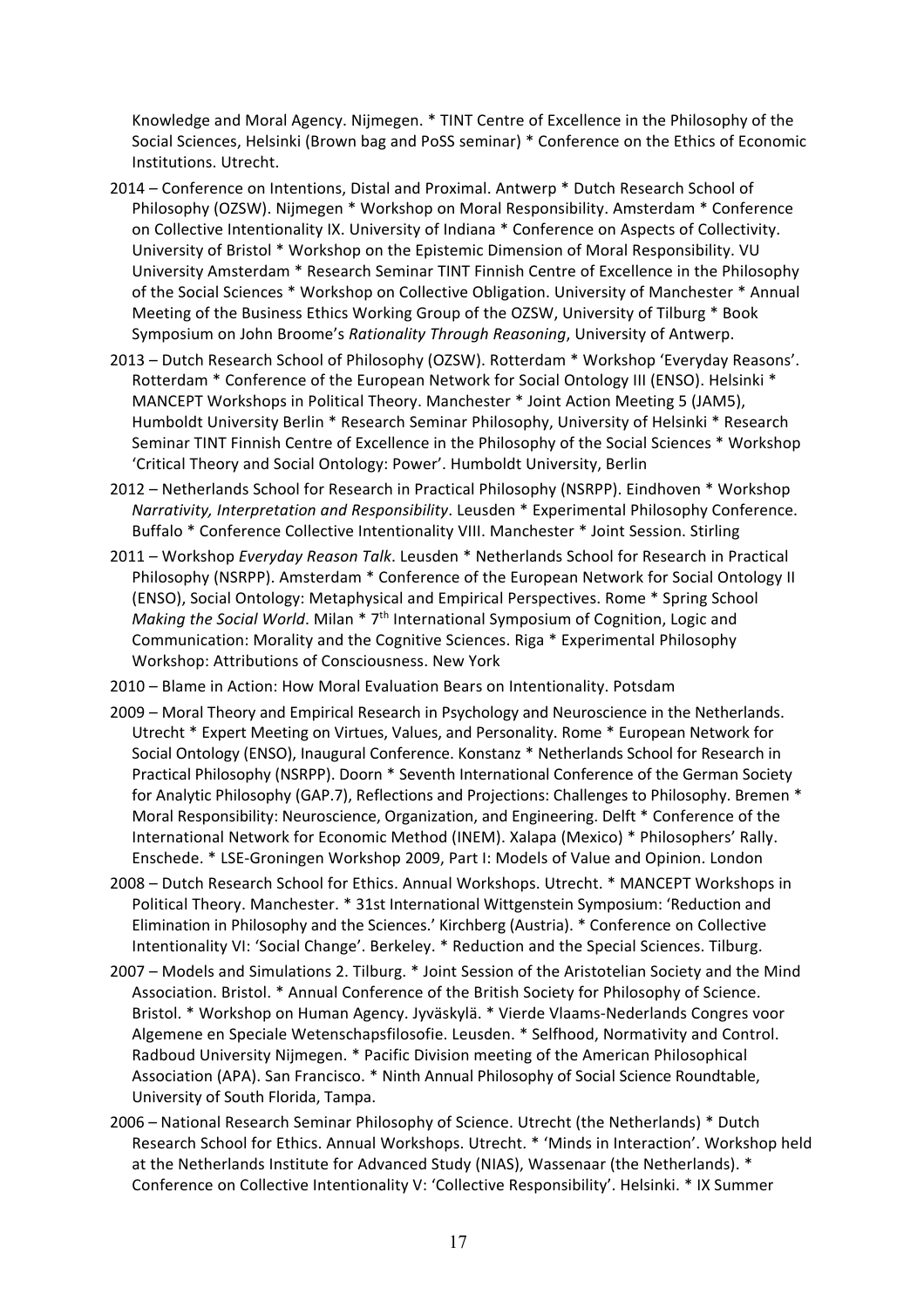Knowledge and Moral Agency. Nijmegen. * TINT Centre of Excellence in the Philosophy of the Social Sciences, Helsinki (Brown bag and PoSS seminar) * Conference on the Ethics of Economic Institutions. Utrecht.

2014 – Conference on Intentions, Distal and Proximal. Antwerp * Dutch Research School of Philosophy (OZSW). Nijmegen * Workshop on Moral Responsibility. Amsterdam * Conference on Collective Intentionality IX. University of Indiana * Conference on Aspects of Collectivity. University of Bristol * Workshop on the Epistemic Dimension of Moral Responsibility. VU University Amsterdam * Research Seminar TINT Finnish Centre of Excellence in the Philosophy of the Social Sciences * Workshop on Collective Obligation. University of Manchester * Annual Meeting of the Business Ethics Working Group of the OZSW, University of Tilburg * Book Symposium on John Broome's *Rationality Through Reasoning*, University of Antwerp.

2013 – Dutch Research School of Philosophy (OZSW). Rotterdam * Workshop 'Everyday Reasons'. Rotterdam * Conference of the European Network for Social Ontology III (ENSO). Helsinki * MANCEPT Workshops in Political Theory. Manchester * Joint Action Meeting 5 (JAM5), Humboldt University Berlin * Research Seminar Philosophy, University of Helsinki * Research Seminar TINT Finnish Centre of Excellence in the Philosophy of the Social Sciences * Workshop 'Critical Theory and Social Ontology: Power'. Humboldt University, Berlin

2012 – Netherlands School for Research in Practical Philosophy (NSRPP). Eindhoven * Workshop *Narrativity, Interpretation and Responsibility*. Leusden * Experimental Philosophy Conference. Buffalo * Conference Collective Intentionality VIII. Manchester * Joint Session. Stirling

2011 – Workshop *Everyday Reason Talk*. Leusden * Netherlands School for Research in Practical Philosophy (NSRPP). Amsterdam * Conference of the European Network for Social Ontology II (ENSO), Social Ontology: Metaphysical and Empirical Perspectives. Rome * Spring School *Making the Social World*. Milan * 7th International Symposium of Cognition, Logic and Communication: Morality and the Cognitive Sciences. Riga * Experimental Philosophy Workshop: Attributions of Consciousness. New York

2010 – Blame in Action: How Moral Evaluation Bears on Intentionality. Potsdam

2009 – Moral Theory and Empirical Research in Psychology and Neuroscience in the Netherlands. Utrecht * Expert Meeting on Virtues, Values, and Personality. Rome * European Network for Social Ontology (ENSO), Inaugural Conference. Konstanz * Netherlands School for Research in Practical Philosophy (NSRPP). Doorn * Seventh International Conference of the German Society for Analytic Philosophy (GAP.7), Reflections and Projections: Challenges to Philosophy. Bremen * Moral Responsibility: Neuroscience, Organization, and Engineering. Delft * Conference of the International Network for Economic Method (INEM). Xalapa (Mexico) * Philosophers' Rally. Enschede. * LSE-Groningen Workshop 2009, Part I: Models of Value and Opinion. London

2008 – Dutch Research School for Ethics. Annual Workshops. Utrecht. * MANCEPT Workshops in Political Theory. Manchester. * 31st International Wittgenstein Symposium: 'Reduction and Elimination in Philosophy and the Sciences.' Kirchberg (Austria). * Conference on Collective Intentionality VI: 'Social Change'. Berkeley. * Reduction and the Special Sciences. Tilburg.

2007 – Models and Simulations 2. Tilburg. * Joint Session of the Aristotelian Society and the Mind Association. Bristol. * Annual Conference of the British Society for Philosophy of Science. Bristol. * Workshop on Human Agency. Jyväskylä. * Vierde Vlaams-Nederlands Congres voor Algemene en Speciale Wetenschapsfilosofie. Leusden. * Selfhood, Normativity and Control. Radboud University Nijmegen. * Pacific Division meeting of the American Philosophical Association (APA). San Francisco. * Ninth Annual Philosophy of Social Science Roundtable, University of South Florida, Tampa.

2006 – National Research Seminar Philosophy of Science. Utrecht (the Netherlands) * Dutch Research School for Ethics. Annual Workshops. Utrecht. * 'Minds in Interaction'. Workshop held at the Netherlands Institute for Advanced Study (NIAS), Wassenaar (the Netherlands). * Conference on Collective Intentionality V: 'Collective Responsibility'. Helsinki. * IX Summer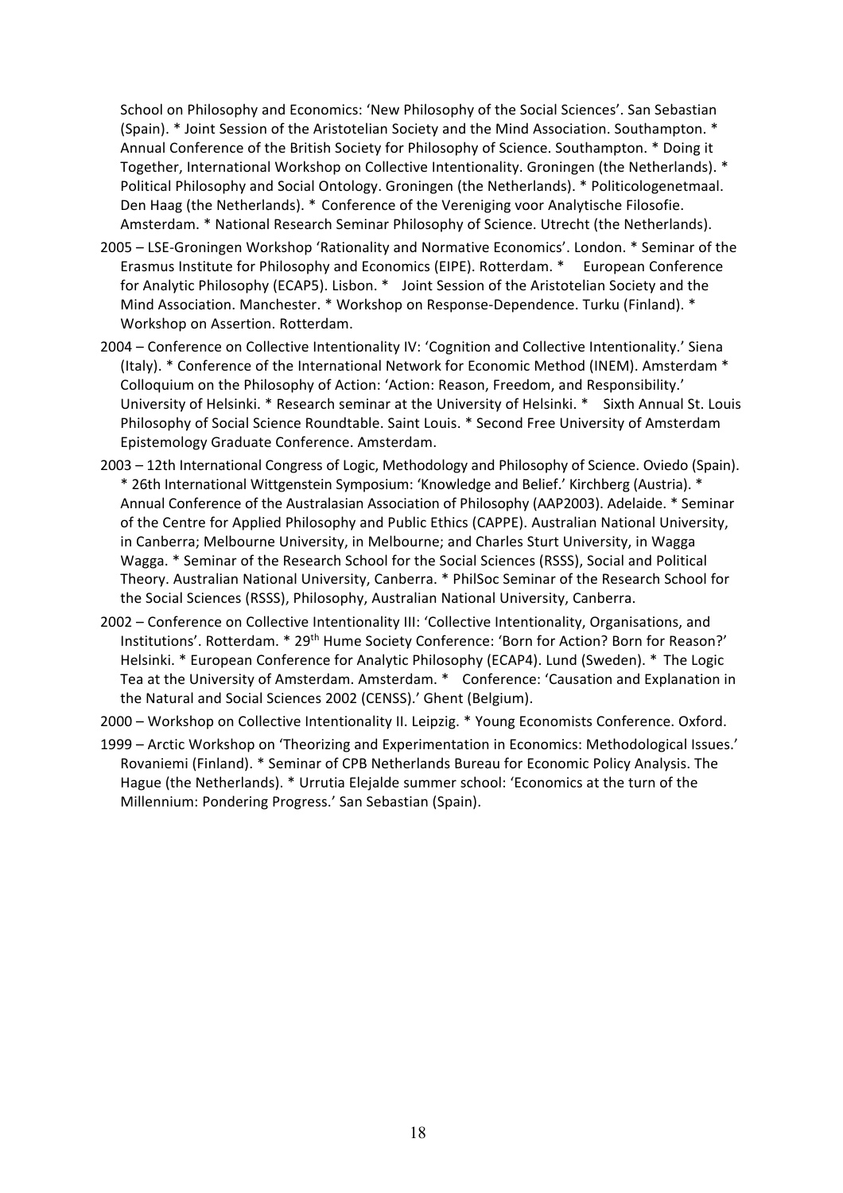School on Philosophy and Economics: 'New Philosophy of the Social Sciences'. San Sebastian (Spain). * Joint Session of the Aristotelian Society and the Mind Association. Southampton. * Annual Conference of the British Society for Philosophy of Science. Southampton. * Doing it Together, International Workshop on Collective Intentionality. Groningen (the Netherlands). * Political Philosophy and Social Ontology. Groningen (the Netherlands). * Politicologenetmaal. Den Haag (the Netherlands). * Conference of the Vereniging voor Analytische Filosofie. Amsterdam. * National Research Seminar Philosophy of Science. Utrecht (the Netherlands).

2005 – LSE-Groningen Workshop 'Rationality and Normative Economics'. London. * Seminar of the Erasmus Institute for Philosophy and Economics (EIPE). Rotterdam. * European Conference for Analytic Philosophy (ECAP5). Lisbon. * Joint Session of the Aristotelian Society and the Mind Association. Manchester. * Workshop on Response-Dependence. Turku (Finland). * Workshop on Assertion. Rotterdam.

2004 – Conference on Collective Intentionality IV: 'Cognition and Collective Intentionality.' Siena (Italy). * Conference of the International Network for Economic Method (INEM). Amsterdam * Colloquium on the Philosophy of Action: 'Action: Reason, Freedom, and Responsibility.' University of Helsinki. * Research seminar at the University of Helsinki. * Sixth Annual St. Louis Philosophy of Social Science Roundtable. Saint Louis. * Second Free University of Amsterdam Epistemology Graduate Conference. Amsterdam.

2003 – 12th International Congress of Logic, Methodology and Philosophy of Science. Oviedo (Spain). * 26th International Wittgenstein Symposium: 'Knowledge and Belief.' Kirchberg (Austria). * Annual Conference of the Australasian Association of Philosophy (AAP2003). Adelaide. * Seminar of the Centre for Applied Philosophy and Public Ethics (CAPPE). Australian National University, in Canberra; Melbourne University, in Melbourne; and Charles Sturt University, in Wagga Wagga. * Seminar of the Research School for the Social Sciences (RSSS), Social and Political Theory. Australian National University, Canberra. * PhilSoc Seminar of the Research School for the Social Sciences (RSSS), Philosophy, Australian National University, Canberra.

2002 – Conference on Collective Intentionality III: 'Collective Intentionality, Organisations, and Institutions'. Rotterdam. * 29th Hume Society Conference: 'Born for Action? Born for Reason?' Helsinki. * European Conference for Analytic Philosophy (ECAP4). Lund (Sweden). * The Logic Tea at the University of Amsterdam. Amsterdam. * Conference: 'Causation and Explanation in the Natural and Social Sciences 2002 (CENSS).' Ghent (Belgium).

2000 – Workshop on Collective Intentionality II. Leipzig. * Young Economists Conference. Oxford.

1999 – Arctic Workshop on 'Theorizing and Experimentation in Economics: Methodological Issues.' Rovaniemi (Finland). * Seminar of CPB Netherlands Bureau for Economic Policy Analysis. The Hague (the Netherlands). * Urrutia Elejalde summer school: 'Economics at the turn of the Millennium: Pondering Progress.' San Sebastian (Spain).